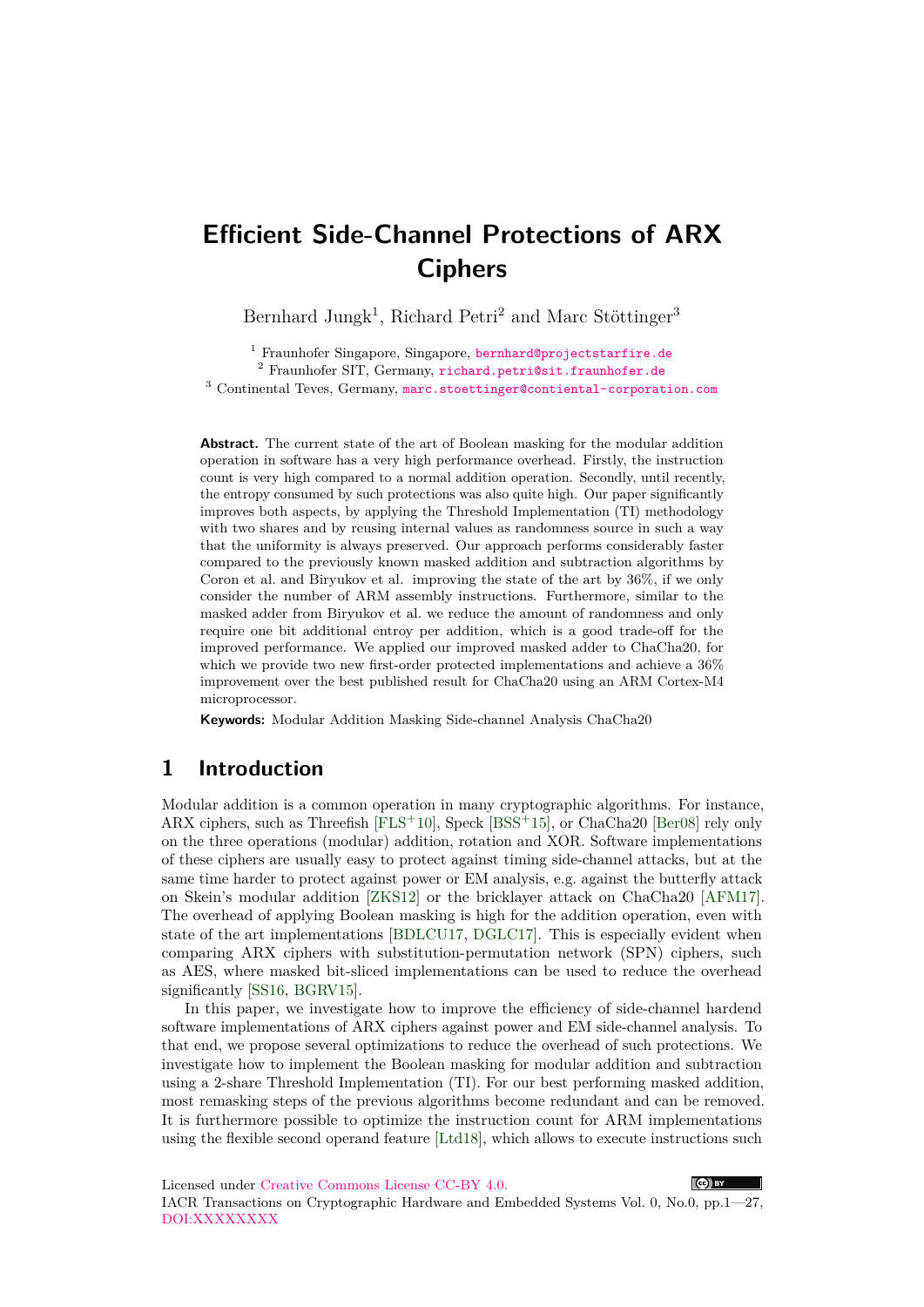# Efficient Side-Channel Protections of ARX Ciphers

Bernhard Jungk[1], Richard Petri[2] and Marc Stöttinger[3]

[1] Fraunhofer Singapore, Singapore, bernhard@projectstarfire.de
[2] Fraunhofer SIT, Germany, richard.petri@sit.fraunhofer.de
[3] Continental Teves, Germany, marc.stoettinger@contiental-corporation.com

**Abstract.** The current state of the art of Boolean masking for the modular addition operation in software has a very high performance overhead. Firstly, the instruction count is very high compared to a normal addition operation. Secondly, until recently, the entropy consumed by such protections was also quite high. Our paper significantly improves both aspects, by applying the Threshold Implementation (TI) methodology with two shares and by reusing internal values as randomness source in such a way that the uniformity is always preserved. Our approach performs considerably faster compared to the previously known masked addition and subtraction algorithms by Coron et al. and Biryukov et al. improving the state of the art by 36%, if we only consider the number of ARM assembly instructions. Furthermore, similar to the masked adder from Biryukov et al. we reduce the amount of randomness and only require one bit additional entroy per addition, which is a good trade-off for the improved performance. We applied our improved masked adder to ChaCha20, for which we provide two new first-order protected implementations and achieve a 36% improvement over the best published result for ChaCha20 using an ARM Cortex-M4 microprocessor.

**Keywords:** Modular Addition Masking Side-channel Analysis ChaCha20

## 1 Introduction

Modular addition is a common operation in many cryptographic algorithms. For instance, ARX ciphers, such as Threefish [FLS+10], Speck [BSS+15], or ChaCha20 [Ber08] rely only on the three operations (modular) addition, rotation and XOR. Software implementations of these ciphers are usually easy to protect against timing side-channel attacks, but at the same time harder to protect against power or EM analysis, e.g. against the butterfly attack on Skein's modular addition [ZKS12] or the bricklayer attack on ChaCha20 [AFM17]. The overhead of applying Boolean masking is high for the addition operation, even with state of the art implementations [BDLCU17, DGLC17]. This is especially evident when comparing ARX ciphers with substitution-permutation network (SPN) ciphers, such as AES, where masked bit-sliced implementations can be used to reduce the overhead significantly [SS16, BGRV15].

In this paper, we investigate how to improve the efficiency of side-channel hardend software implementations of ARX ciphers against power and EM side-channel analysis. To that end, we propose several optimizations to reduce the overhead of such protections. We investigate how to implement the Boolean masking for modular addition and subtraction using a 2-share Threshold Implementation (TI). For our best performing masked addition, most remasking steps of the previous algorithms become redundant and can be removed. It is furthermore possible to optimize the instruction count for ARM implementations using the flexible second operand feature [Ltd18], which allows to execute instructions such

Licensed under Creative Commons License CC-BY 4.0.
DOI:XXXXXXXX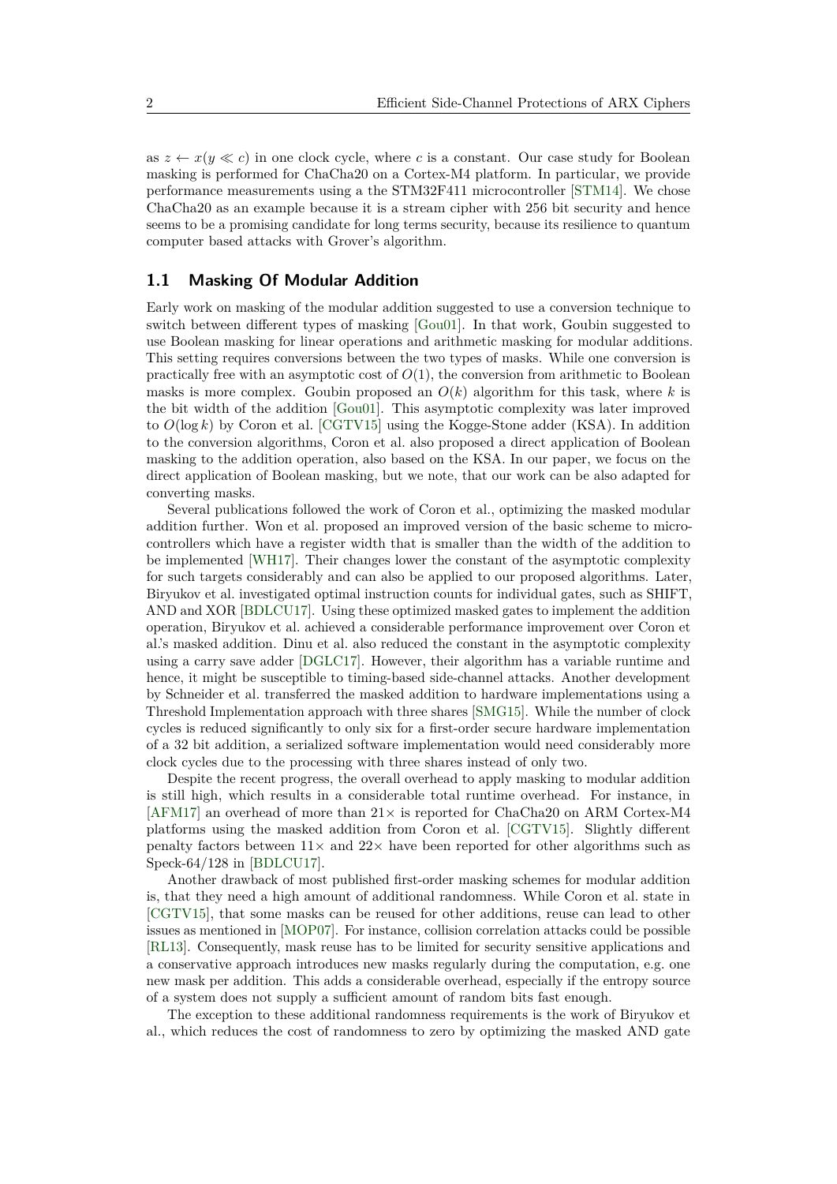as $z \leftarrow x(y \ll c)$ in one clock cycle, where $c$ is a constant. Our case study for Boolean masking is performed for ChaCha20 on a Cortex-M4 platform. In particular, we provide performance measurements using a the STM32F411 microcontroller [STM14]. We chose ChaCha20 as an example because it is a stream cipher with 256 bit security and hence seems to be a promising candidate for long terms security, because its resilience to quantum computer based attacks with Grover's algorithm.

## 1.1 Masking Of Modular Addition

Early work on masking of the modular addition suggested to use a conversion technique to switch between different types of masking [Gou01]. In that work, Goubin suggested to use Boolean masking for linear operations and arithmetic masking for modular additions. This setting requires conversions between the two types of masks. While one conversion is practically free with an asymptotic cost of $O(1)$, the conversion from arithmetic to Boolean masks is more complex. Goubin proposed an $O(k)$ algorithm for this task, where $k$ is the bit width of the addition [Gou01]. This asymptotic complexity was later improved to $O(\log k)$ by Coron et al. [CGTV15] using the Kogge-Stone adder (KSA). In addition to the conversion algorithms, Coron et al. also proposed a direct application of Boolean masking to the addition operation, also based on the KSA. In our paper, we focus on the direct application of Boolean masking, but we note, that our work can be also adapted for converting masks.

Several publications followed the work of Coron et al., optimizing the masked modular addition further. Won et al. proposed an improved version of the basic scheme to microcontrollers which have a register width that is smaller than the width of the addition to be implemented [WH17]. Their changes lower the constant of the asymptotic complexity for such targets considerably and can also be applied to our proposed algorithms. Later, Biryukov et al. investigated optimal instruction counts for individual gates, such as SHIFT, AND and XOR [BDLCU17]. Using these optimized masked gates to implement the addition operation, Biryukov et al. achieved a considerable performance improvement over Coron et al.'s masked addition. Dinu et al. also reduced the constant in the asymptotic complexity using a carry save adder [DGLC17]. However, their algorithm has a variable runtime and hence, it might be susceptible to timing-based side-channel attacks. Another development by Schneider et al. transferred the masked addition to hardware implementations using a Threshold Implementation approach with three shares [SMG15]. While the number of clock cycles is reduced significantly to only six for a first-order secure hardware implementation of a 32 bit addition, a serialized software implementation would need considerably more clock cycles due to the processing with three shares instead of only two.

Despite the recent progress, the overall overhead to apply masking to modular addition is still high, which results in a considerable total runtime overhead. For instance, in [AFM17] an overhead of more than $21\times$ is reported for ChaCha20 on ARM Cortex-M4 platforms using the masked addition from Coron et al. [CGTV15]. Slightly different penalty factors between $11\times$ and $22\times$ have been reported for other algorithms such as Speck-64/128 in [BDLCU17].

Another drawback of most published first-order masking schemes for modular addition is, that they need a high amount of additional randomness. While Coron et al. state in [CGTV15], that some masks can be reused for other additions, reuse can lead to other issues as mentioned in [MOP07]. For instance, collision correlation attacks could be possible [RL13]. Consequently, mask reuse has to be limited for security sensitive applications and a conservative approach introduces new masks regularly during the computation, e.g. one new mask per addition. This adds a considerable overhead, especially if the entropy source of a system does not supply a sufficient amount of random bits fast enough.

The exception to these additional randomness requirements is the work of Biryukov et al., which reduces the cost of randomness to zero by optimizing the masked AND gate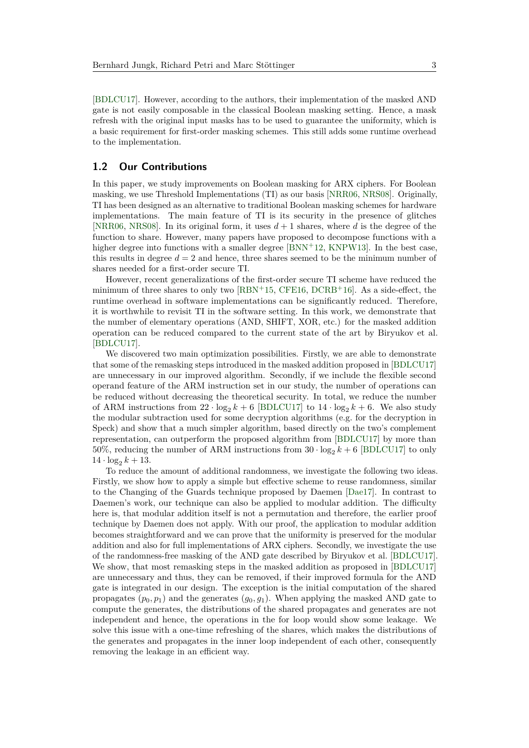[BDLCU17]. However, according to the authors, their implementation of the masked AND gate is not easily composable in the classical Boolean masking setting. Hence, a mask refresh with the original input masks has to be used to guarantee the uniformity, which is a basic requirement for first-order masking schemes. This still adds some runtime overhead to the implementation.

## 1.2 Our Contributions

In this paper, we study improvements on Boolean masking for ARX ciphers. For Boolean masking, we use Threshold Implementations (TI) as our basis [NRR06, NRS08]. Originally, TI has been designed as an alternative to traditional Boolean masking schemes for hardware implementations. The main feature of TI is its security in the presence of glitches [NRR06, NRS08]. In its original form, it uses $d + 1$ shares, where $d$ is the degree of the function to share. However, many papers have proposed to decompose functions with a higher degree into functions with a smaller degree [BNN+12, KNPW13]. In the best case, this results in degree $d = 2$ and hence, three shares seemed to be the minimum number of shares needed for a first-order secure TI.

However, recent generalizations of the first-order secure TI scheme have reduced the minimum of three shares to only two [RBN+15, CFE16, DCRB+16]. As a side-effect, the runtime overhead in software implementations can be significantly reduced. Therefore, it is worthwhile to revisit TI in the software setting. In this work, we demonstrate that the number of elementary operations (AND, SHIFT, XOR, etc.) for the masked addition operation can be reduced compared to the current state of the art by Biryukov et al. [BDLCU17].

We discovered two main optimization possibilities. Firstly, we are able to demonstrate that some of the remasking steps introduced in the masked addition proposed in [BDLCU17] are unnecessary in our improved algorithm. Secondly, if we include the flexible second operand feature of the ARM instruction set in our study, the number of operations can be reduced without decreasing the theoretical security. In total, we reduce the number of ARM instructions from $22 \cdot \log_2 k + 6$ [BDLCU17] to $14 \cdot \log_2 k + 6$. We also study the modular subtraction used for some decryption algorithms (e.g. for the decryption in Speck) and show that a much simpler algorithm, based directly on the two's complement representation, can outperform the proposed algorithm from [BDLCU17] by more than 50%, reducing the number of ARM instructions from $30 \cdot \log_2 k + 6$ [BDLCU17] to only $14 \cdot \log_2 k + 13$.

To reduce the amount of additional randomness, we investigate the following two ideas. Firstly, we show how to apply a simple but effective scheme to reuse randomness, similar to the Changing of the Guards technique proposed by Daemen [Dae17]. In contrast to Daemen's work, our technique can also be applied to modular addition. The difficulty here is, that modular addition itself is not a permutation and therefore, the earlier proof technique by Daemen does not apply. With our proof, the application to modular addition becomes straightforward and we can prove that the uniformity is preserved for the modular addition and also for full implementations of ARX ciphers. Secondly, we investigate the use of the randomness-free masking of the AND gate described by Biryukov et al. [BDLCU17]. We show, that most remasking steps in the masked addition as proposed in [BDLCU17] are unnecessary and thus, they can be removed, if their improved formula for the AND gate is integrated in our design. The exception is the initial computation of the shared propagates $(p_0, p_1)$ and the generates $(g_0, g_1)$. When applying the masked AND gate to compute the generates, the distributions of the shared propagates and generates are not independent and hence, the operations in the for loop would show some leakage. We solve this issue with a one-time refreshing of the shares, which makes the distributions of the generates and propagates in the inner loop independent of each other, consequently removing the leakage in an efficient way.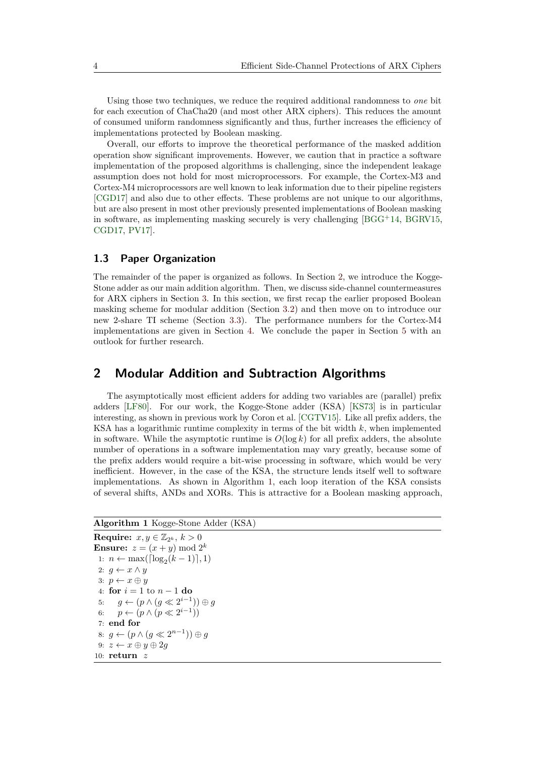Using those two techniques, we reduce the required additional randomness to *one* bit for each execution of ChaCha20 (and most other ARX ciphers). This reduces the amount of consumed uniform randomness significantly and thus, further increases the efficiency of implementations protected by Boolean masking.

Overall, our efforts to improve the theoretical performance of the masked addition operation show significant improvements. However, we caution that in practice a software implementation of the proposed algorithms is challenging, since the independent leakage assumption does not hold for most microprocessors. For example, the Cortex-M3 and Cortex-M4 microprocessors are well known to leak information due to their pipeline registers [CGD17] and also due to other effects. These problems are not unique to our algorithms, but are also present in most other previously presented implementations of Boolean masking in software, as implementing masking securely is very challenging [BGG+14, BGRV15, CGD17, PV17].

### 1.3 Paper Organization

The remainder of the paper is organized as follows. In Section 2, we introduce the Kogge-Stone adder as our main addition algorithm. Then, we discuss side-channel countermeasures for ARX ciphers in Section 3. In this section, we first recap the earlier proposed Boolean masking scheme for modular addition (Section 3.2) and then move on to introduce our new 2-share TI scheme (Section 3.3). The performance numbers for the Cortex-M4 implementations are given in Section 4. We conclude the paper in Section 5 with an outlook for further research.

## 2 Modular Addition and Subtraction Algorithms

The asymptotically most efficient adders for adding two variables are (parallel) prefix adders [LF80]. For our work, the Kogge-Stone adder (KSA) [KS73] is in particular interesting, as shown in previous work by Coron et al. [CGTV15]. Like all prefix adders, the KSA has a logarithmic runtime complexity in terms of the bit width $k$, when implemented in software. While the asymptotic runtime is $O(\log k)$ for all prefix adders, the absolute number of operations in a software implementation may vary greatly, because some of the prefix adders would require a bit-wise processing in software, which would be very inefficient. However, in the case of the KSA, the structure lends itself well to software implementations. As shown in Algorithm 1, each loop iteration of the KSA consists of several shifts, ANDs and XORs. This is attractive for a Boolean masking approach,

**Algorithm 1** Kogge-Stone Adder (KSA)

**Require:** $x, y \in \mathbb{Z}_{2^k}$, $k > 0$
**Ensure:** $z = (x + y) \bmod 2^k$
1: $n \leftarrow \max(\lceil \log_2(k-1) \rceil, 1)$
2: $g \leftarrow x \wedge y$
3: $p \leftarrow x \oplus y$
4: **for** $i = 1$ to $n - 1$ **do**
5: $\quad g \leftarrow (p \wedge (g \ll 2^{i-1})) \oplus g$
6: $\quad p \leftarrow (p \wedge (p \ll 2^{i-1}))$
7: **end for**
8: $g \leftarrow (p \wedge (g \ll 2^{n-1})) \oplus g$
9: $z \leftarrow x \oplus y \oplus 2g$
10: **return** $z$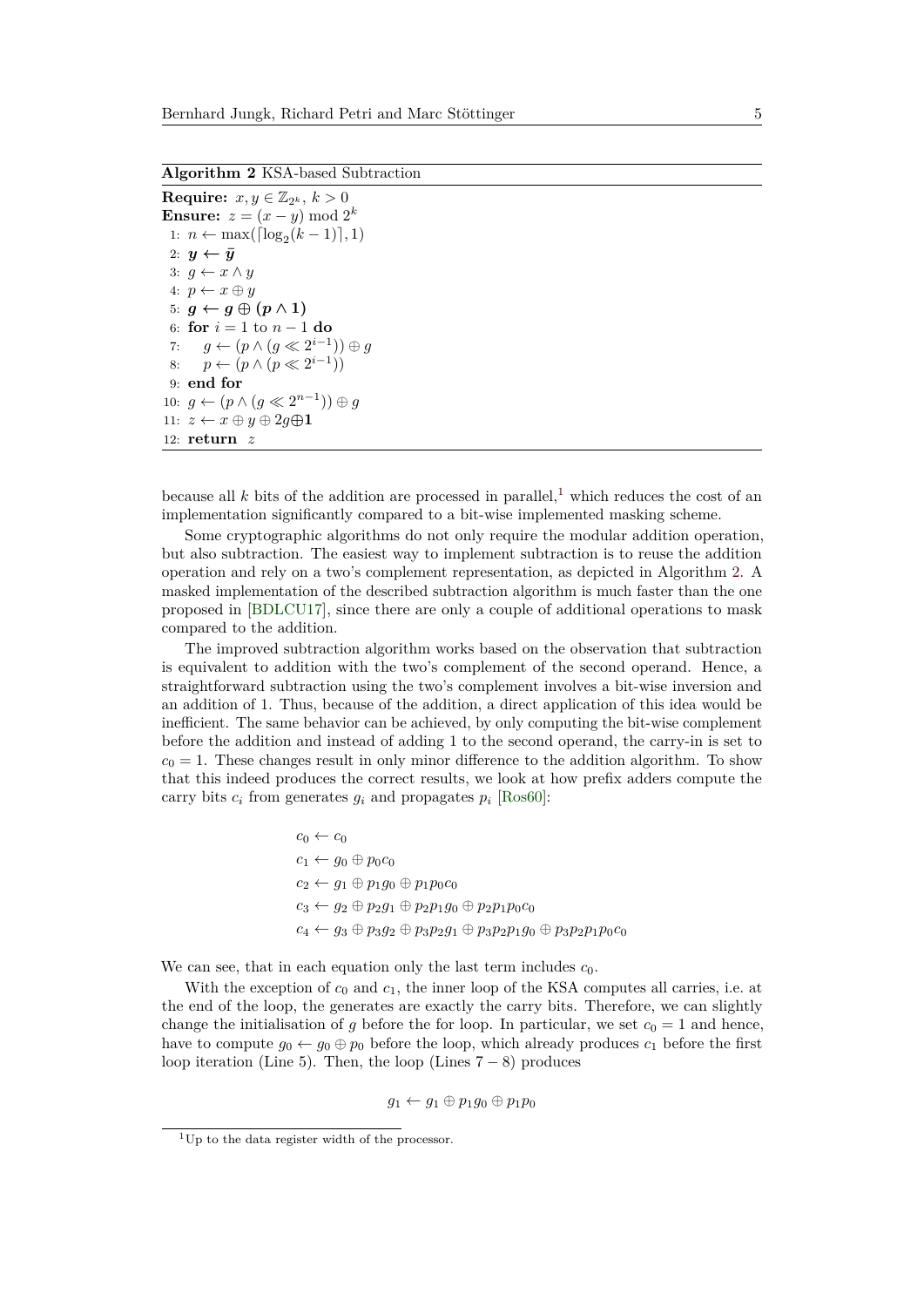**Algorithm 2** KSA-based Subtraction

**Require:** $x, y \in \mathbb{Z}_{2^k}$, $k > 0$
**Ensure:** $z = (x - y) \bmod 2^k$

1: $n \leftarrow \max(\lceil \log_2(k-1) \rceil, 1)$
2: $\boldsymbol{y \leftarrow \bar{y}}$
3: $g \leftarrow x \wedge y$
4: $p \leftarrow x \oplus y$
5: $\boldsymbol{g \leftarrow g \oplus (p \wedge 1)}$
6: **for** $i = 1$ to $n - 1$ **do**
7: $\quad g \leftarrow (p \wedge (g \ll 2^{i-1})) \oplus g$
8: $\quad p \leftarrow (p \wedge (p \ll 2^{i-1}))$
9: **end for**
10: $g \leftarrow (p \wedge (g \ll 2^{n-1})) \oplus g$
11: $z \leftarrow x \oplus y \oplus 2g \boldsymbol{\oplus 1}$
12: **return** $z$

because all $k$ bits of the addition are processed in parallel,[1] which reduces the cost of an implementation significantly compared to a bit-wise implemented masking scheme.

Some cryptographic algorithms do not only require the modular addition operation, but also subtraction. The easiest way to implement subtraction is to reuse the addition operation and rely on a two's complement representation, as depicted in Algorithm 2. A masked implementation of the described subtraction algorithm is much faster than the one proposed in [BDLCU17], since there are only a couple of additional operations to mask compared to the addition.

The improved subtraction algorithm works based on the observation that subtraction is equivalent to addition with the two's complement of the second operand. Hence, a straightforward subtraction using the two's complement involves a bit-wise inversion and an addition of 1. Thus, because of the addition, a direct application of this idea would be inefficient. The same behavior can be achieved, by only computing the bit-wise complement before the addition and instead of adding 1 to the second operand, the carry-in is set to $c_0 = 1$. These changes result in only minor difference to the addition algorithm. To show that this indeed produces the correct results, we look at how prefix adders compute the carry bits $c_i$ from generates $g_i$ and propagates $p_i$ [Ros60]:

$$
\begin{aligned}
c_0 &\leftarrow c_0 \\
c_1 &\leftarrow g_0 \oplus p_0 c_0 \\
c_2 &\leftarrow g_1 \oplus p_1 g_0 \oplus p_1 p_0 c_0 \\
c_3 &\leftarrow g_2 \oplus p_2 g_1 \oplus p_2 p_1 g_0 \oplus p_2 p_1 p_0 c_0 \\
c_4 &\leftarrow g_3 \oplus p_3 g_2 \oplus p_3 p_2 g_1 \oplus p_3 p_2 p_1 g_0 \oplus p_3 p_2 p_1 p_0 c_0
\end{aligned}
$$

We can see, that in each equation only the last term includes $c_0$.

With the exception of $c_0$ and $c_1$, the inner loop of the KSA computes all carries, i.e. at the end of the loop, the generates are exactly the carry bits. Therefore, we can slightly change the initialisation of $g$ before the for loop. In particular, we set $c_0 = 1$ and hence, have to compute $g_0 \leftarrow g_0 \oplus p_0$ before the loop, which already produces $c_1$ before the first loop iteration (Line 5). Then, the loop (Lines $7 - 8$) produces

$$g_1 \leftarrow g_1 \oplus p_1 g_0 \oplus p_1 p_0$$

[1] Up to the data register width of the processor.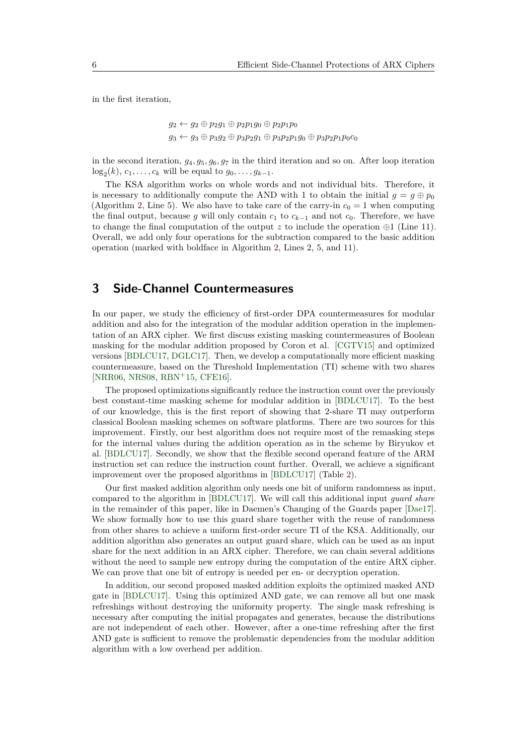in the first iteration,

$$g_2 \leftarrow g_2 \oplus p_2 g_1 \oplus p_2 p_1 g_0 \oplus p_2 p_1 p_0$$
$$g_3 \leftarrow g_3 \oplus p_3 g_2 \oplus p_3 p_2 g_1 \oplus p_3 p_2 p_1 g_0 \oplus p_3 p_2 p_1 p_0 c_0$$

in the second iteration, $g_4, g_5, g_6, g_7$ in the third iteration and so on. After loop iteration $\log_2(k)$, $c_1, \ldots, c_k$ will be equal to $g_0, \ldots, g_{k-1}$.

The KSA algorithm works on whole words and not individual bits. Therefore, it is necessary to additionally compute the AND with 1 to obtain the initial $g = g \oplus p_0$ (Algorithm 2, Line 5). We also have to take care of the carry-in $c_0 = 1$ when computing the final output, because $g$ will only contain $c_1$ to $c_{k-1}$ and not $c_0$. Therefore, we have to change the final computation of the output $z$ to include the operation $\oplus 1$ (Line 11). Overall, we add only four operations for the subtraction compared to the basic addition operation (marked with boldface in Algorithm 2, Lines 2, 5, and 11).

## 3 Side-Channel Countermeasures

In our paper, we study the efficiency of first-order DPA countermeasures for modular addition and also for the integration of the modular addition operation in the implementation of an ARX cipher. We first discuss existing masking countermeasures of Boolean masking for the modular addition proposed by Coron et al. [CGTV15] and optimized versions [BDLCU17, DGLC17]. Then, we develop a computationally more efficient masking countermeasure, based on the Threshold Implementation (TI) scheme with two shares [NRR06, NRS08, RBN+15, CFE16].

The proposed optimizations significantly reduce the instruction count over the previously best constant-time masking scheme for modular addition in [BDLCU17]. To the best of our knowledge, this is the first report of showing that 2-share TI may outperform classical Boolean masking schemes on software platforms. There are two sources for this improvement. Firstly, our best algorithm does not require most of the remasking steps for the internal values during the addition operation as in the scheme by Biryukov et al. [BDLCU17]. Secondly, we show that the flexible second operand feature of the ARM instruction set can reduce the instruction count further. Overall, we achieve a significant improvement over the proposed algorithms in [BDLCU17] (Table 2).

Our first masked addition algorithm only needs one bit of uniform randomness as input, compared to the algorithm in [BDLCU17]. We will call this additional input *guard share* in the remainder of this paper, like in Daemen's Changing of the Guards paper [Dae17]. We show formally how to use this guard share together with the reuse of randomness from other shares to achieve a uniform first-order secure TI of the KSA. Additionally, our addition algorithm also generates an output guard share, which can be used as an input share for the next addition in an ARX cipher. Therefore, we can chain several additions without the need to sample new entropy during the computation of the entire ARX cipher. We can prove that one bit of entropy is needed per en- or decryption operation.

In addition, our second proposed masked addition exploits the optimized masked AND gate in [BDLCU17]. Using this optimized AND gate, we can remove all but one mask refreshings without destroying the uniformity property. The single mask refreshing is necessary after computing the initial propagates and generates, because the distributions are not independent of each other. However, after a one-time refreshing after the first AND gate is sufficient to remove the problematic dependencies from the modular addition algorithm with a low overhead per addition.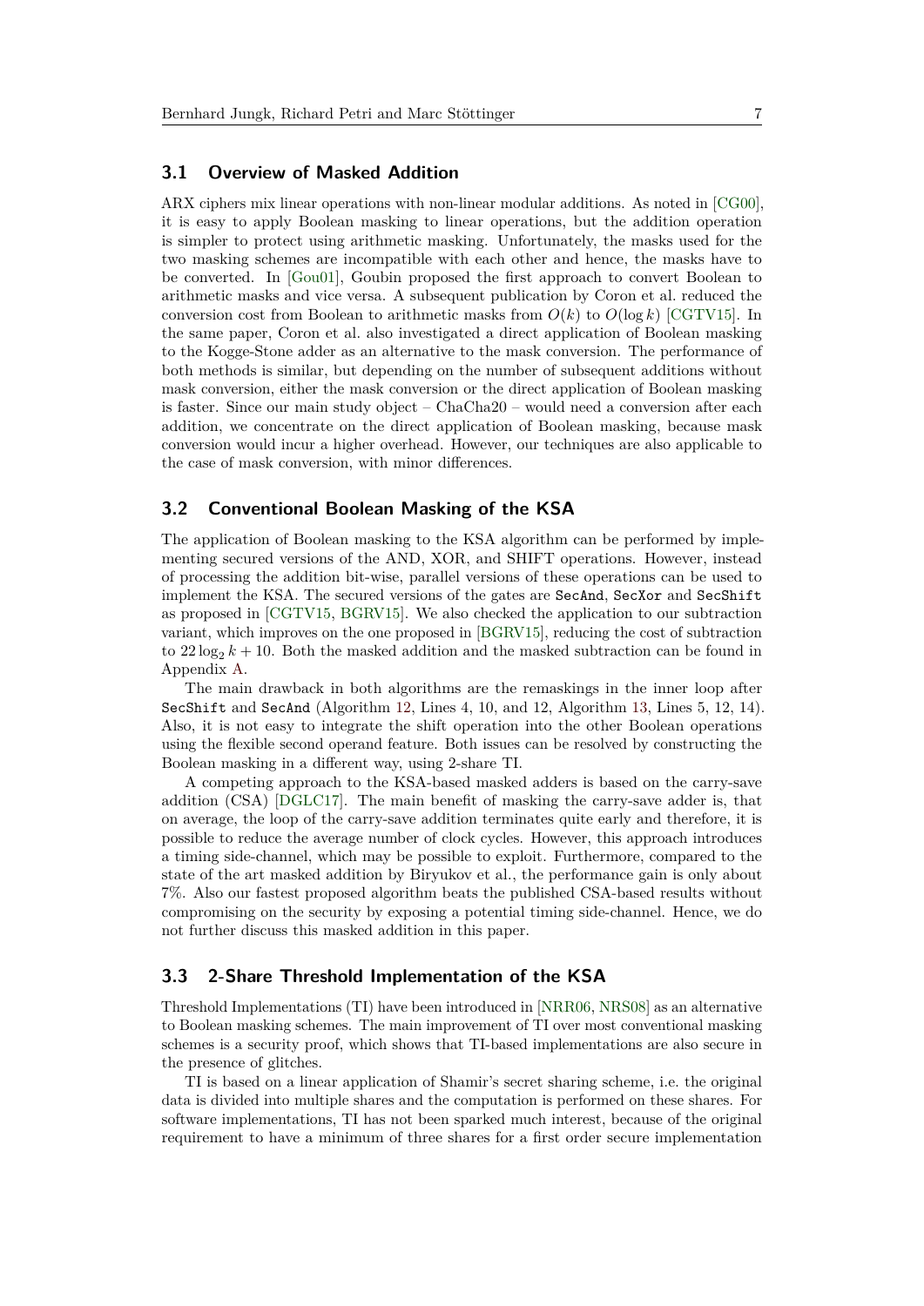### 3.1 Overview of Masked Addition

ARX ciphers mix linear operations with non-linear modular additions. As noted in [CG00], it is easy to apply Boolean masking to linear operations, but the addition operation is simpler to protect using arithmetic masking. Unfortunately, the masks used for the two masking schemes are incompatible with each other and hence, the masks have to be converted. In [Gou01], Goubin proposed the first approach to convert Boolean to arithmetic masks and vice versa. A subsequent publication by Coron et al. reduced the conversion cost from Boolean to arithmetic masks from $O(k)$ to $O(\log k)$ [CGTV15]. In the same paper, Coron et al. also investigated a direct application of Boolean masking to the Kogge-Stone adder as an alternative to the mask conversion. The performance of both methods is similar, but depending on the number of subsequent additions without mask conversion, either the mask conversion or the direct application of Boolean masking is faster. Since our main study object – ChaCha20 – would need a conversion after each addition, we concentrate on the direct application of Boolean masking, because mask conversion would incur a higher overhead. However, our techniques are also applicable to the case of mask conversion, with minor differences.

### 3.2 Conventional Boolean Masking of the KSA

The application of Boolean masking to the KSA algorithm can be performed by implementing secured versions of the AND, XOR, and SHIFT operations. However, instead of processing the addition bit-wise, parallel versions of these operations can be used to implement the KSA. The secured versions of the gates are `SecAnd`, `SecXor` and `SecShift` as proposed in [CGTV15, BGRV15]. We also checked the application to our subtraction variant, which improves on the one proposed in [BGRV15], reducing the cost of subtraction to $22 \log_2 k + 10$. Both the masked addition and the masked subtraction can be found in Appendix A.

The main drawback in both algorithms are the remaskings in the inner loop after `SecShift` and `SecAnd` (Algorithm 12, Lines 4, 10, and 12, Algorithm 13, Lines 5, 12, 14). Also, it is not easy to integrate the shift operation into the other Boolean operations using the flexible second operand feature. Both issues can be resolved by constructing the Boolean masking in a different way, using 2-share TI.

A competing approach to the KSA-based masked adders is based on the carry-save addition (CSA) [DGLC17]. The main benefit of masking the carry-save adder is, that on average, the loop of the carry-save addition terminates quite early and therefore, it is possible to reduce the average number of clock cycles. However, this approach introduces a timing side-channel, which may be possible to exploit. Furthermore, compared to the state of the art masked addition by Biryukov et al., the performance gain is only about 7%. Also our fastest proposed algorithm beats the published CSA-based results without compromising on the security by exposing a potential timing side-channel. Hence, we do not further discuss this masked addition in this paper.

### 3.3 2-Share Threshold Implementation of the KSA

Threshold Implementations (TI) have been introduced in [NRR06, NRS08] as an alternative to Boolean masking schemes. The main improvement of TI over most conventional masking schemes is a security proof, which shows that TI-based implementations are also secure in the presence of glitches.

TI is based on a linear application of Shamir's secret sharing scheme, i.e. the original data is divided into multiple shares and the computation is performed on these shares. For software implementations, TI has not been sparked much interest, because of the original requirement to have a minimum of three shares for a first order secure implementation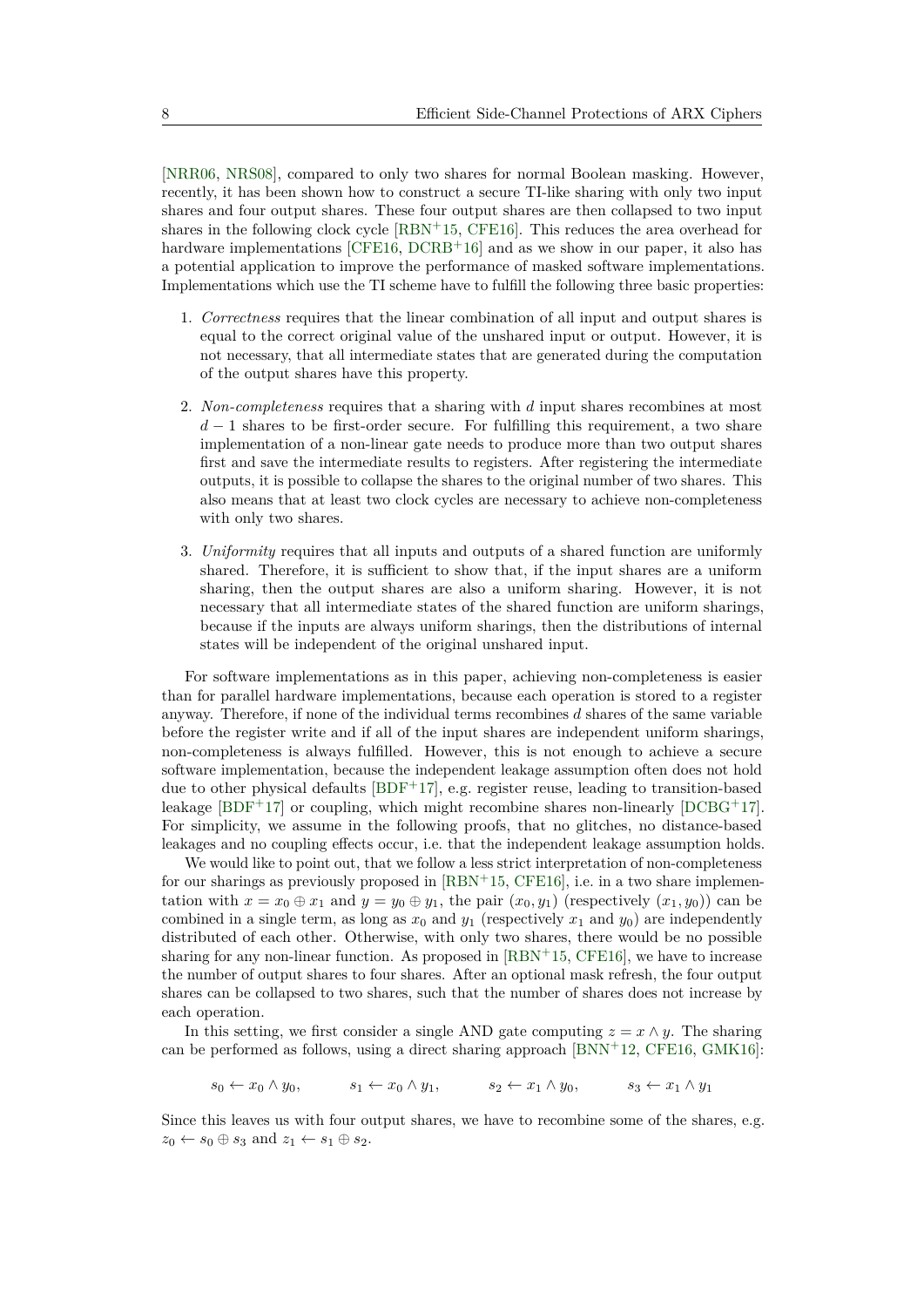[NRR06, NRS08], compared to only two shares for normal Boolean masking. However, recently, it has been shown how to construct a secure TI-like sharing with only two input shares and four output shares. These four output shares are then collapsed to two input shares in the following clock cycle [RBN+15, CFE16]. This reduces the area overhead for hardware implementations [CFE16, DCRB+16] and as we show in our paper, it also has a potential application to improve the performance of masked software implementations. Implementations which use the TI scheme have to fulfill the following three basic properties:

1. *Correctness* requires that the linear combination of all input and output shares is equal to the correct original value of the unshared input or output. However, it is not necessary, that all intermediate states that are generated during the computation of the output shares have this property.

2. *Non-completeness* requires that a sharing with $d$ input shares recombines at most $d-1$ shares to be first-order secure. For fulfilling this requirement, a two share implementation of a non-linear gate needs to produce more than two output shares first and save the intermediate results to registers. After registering the intermediate outputs, it is possible to collapse the shares to the original number of two shares. This also means that at least two clock cycles are necessary to achieve non-completeness with only two shares.

3. *Uniformity* requires that all inputs and outputs of a shared function are uniformly shared. Therefore, it is sufficient to show that, if the input shares are a uniform sharing, then the output shares are also a uniform sharing. However, it is not necessary that all intermediate states of the shared function are uniform sharings, because if the inputs are always uniform sharings, then the distributions of internal states will be independent of the original unshared input.

For software implementations as in this paper, achieving non-completeness is easier than for parallel hardware implementations, because each operation is stored to a register anyway. Therefore, if none of the individual terms recombines $d$ shares of the same variable before the register write and if all of the input shares are independent uniform sharings, non-completeness is always fulfilled. However, this is not enough to achieve a secure software implementation, because the independent leakage assumption often does not hold due to other physical defaults [BDF+17], e.g. register reuse, leading to transition-based leakage [BDF+17] or coupling, which might recombine shares non-linearly [DCBG+17]. For simplicity, we assume in the following proofs, that no glitches, no distance-based leakages and no coupling effects occur, i.e. that the independent leakage assumption holds.

We would like to point out, that we follow a less strict interpretation of non-completeness for our sharings as previously proposed in [RBN+15, CFE16], i.e. in a two share implementation with $x = x_0 \oplus x_1$ and $y = y_0 \oplus y_1$, the pair $(x_0, y_1)$ (respectively $(x_1, y_0)$) can be combined in a single term, as long as $x_0$ and $y_1$ (respectively $x_1$ and $y_0$) are independently distributed of each other. Otherwise, with only two shares, there would be no possible sharing for any non-linear function. As proposed in [RBN+15, CFE16], we have to increase the number of output shares to four shares. After an optional mask refresh, the four output shares can be collapsed to two shares, such that the number of shares does not increase by each operation.

In this setting, we first consider a single AND gate computing $z = x \wedge y$. The sharing can be performed as follows, using a direct sharing approach [BNN+12, CFE16, GMK16]:

$$s_0 \leftarrow x_0 \wedge y_0, \qquad s_1 \leftarrow x_0 \wedge y_1, \qquad s_2 \leftarrow x_1 \wedge y_0, \qquad s_3 \leftarrow x_1 \wedge y_1$$

Since this leaves us with four output shares, we have to recombine some of the shares, e.g. $z_0 \leftarrow s_0 \oplus s_3$ and $z_1 \leftarrow s_1 \oplus s_2$.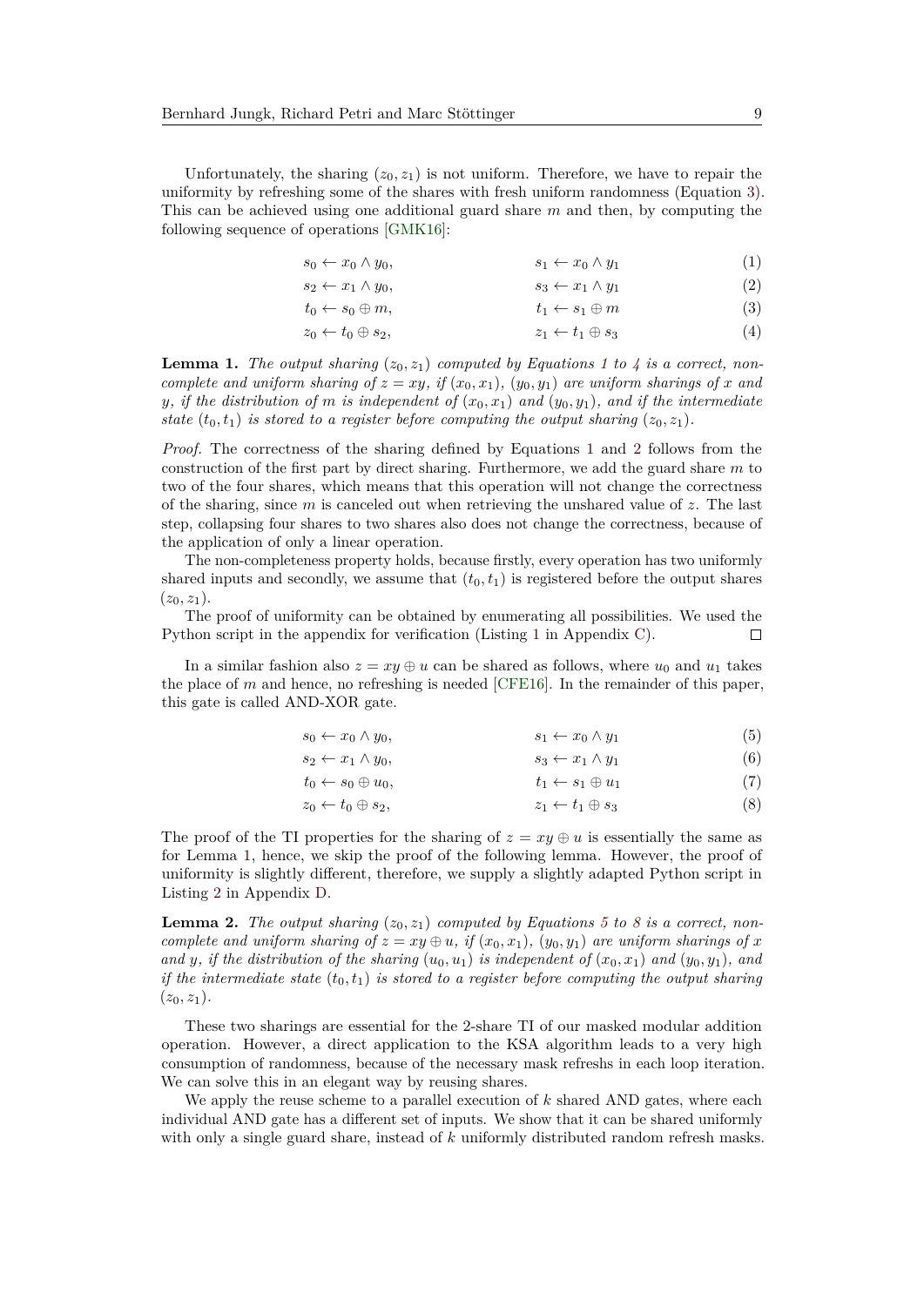Unfortunately, the sharing $(z_0, z_1)$ is not uniform. Therefore, we have to repair the uniformity by refreshing some of the shares with fresh uniform randomness (Equation 3). This can be achieved using one additional guard share $m$ and then, by computing the following sequence of operations [GMK16]:

$$s_0 \leftarrow x_0 \wedge y_0, \qquad s_1 \leftarrow x_0 \wedge y_1 \tag{1}$$

$$s_2 \leftarrow x_1 \wedge y_0, \qquad s_3 \leftarrow x_1 \wedge y_1 \tag{2}$$

$$t_0 \leftarrow s_0 \oplus m, \qquad t_1 \leftarrow s_1 \oplus m \tag{3}$$

$$z_0 \leftarrow t_0 \oplus s_2, \qquad z_1 \leftarrow t_1 \oplus s_3 \tag{4}$$

**Lemma 1.** *The output sharing $(z_0, z_1)$ computed by Equations 1 to 4 is a correct, non-complete and uniform sharing of $z = xy$, if $(x_0, x_1)$, $(y_0, y_1)$ are uniform sharings of $x$ and $y$, if the distribution of $m$ is independent of $(x_0, x_1)$ and $(y_0, y_1)$, and if the intermediate state $(t_0, t_1)$ is stored to a register before computing the output sharing $(z_0, z_1)$.*

*Proof.* The correctness of the sharing defined by Equations 1 and 2 follows from the construction of the first part by direct sharing. Furthermore, we add the guard share $m$ to two of the four shares, which means that this operation will not change the correctness of the sharing, since $m$ is canceled out when retrieving the unshared value of $z$. The last step, collapsing four shares to two shares also does not change the correctness, because of the application of only a linear operation.

The non-completeness property holds, because firstly, every operation has two uniformly shared inputs and secondly, we assume that $(t_0, t_1)$ is registered before the output shares $(z_0, z_1)$.

The proof of uniformity can be obtained by enumerating all possibilities. We used the Python script in the appendix for verification (Listing 1 in Appendix C). □

In a similar fashion also $z = xy \oplus u$ can be shared as follows, where $u_0$ and $u_1$ takes the place of $m$ and hence, no refreshing is needed [CFE16]. In the remainder of this paper, this gate is called AND-XOR gate.

$$s_0 \leftarrow x_0 \wedge y_0, \qquad s_1 \leftarrow x_0 \wedge y_1 \tag{5}$$

$$s_2 \leftarrow x_1 \wedge y_0, \qquad s_3 \leftarrow x_1 \wedge y_1 \tag{6}$$

$$t_0 \leftarrow s_0 \oplus u_0, \qquad t_1 \leftarrow s_1 \oplus u_1 \tag{7}$$

$$z_0 \leftarrow t_0 \oplus s_2, \qquad z_1 \leftarrow t_1 \oplus s_3 \tag{8}$$

The proof of the TI properties for the sharing of $z = xy \oplus u$ is essentially the same as for Lemma 1, hence, we skip the proof of the following lemma. However, the proof of uniformity is slightly different, therefore, we supply a slightly adapted Python script in Listing 2 in Appendix D.

**Lemma 2.** *The output sharing $(z_0, z_1)$ computed by Equations 5 to 8 is a correct, non-complete and uniform sharing of $z = xy \oplus u$, if $(x_0, x_1)$, $(y_0, y_1)$ are uniform sharings of $x$ and $y$, if the distribution of the sharing $(u_0, u_1)$ is independent of $(x_0, x_1)$ and $(y_0, y_1)$, and if the intermediate state $(t_0, t_1)$ is stored to a register before computing the output sharing $(z_0, z_1)$.*

These two sharings are essential for the 2-share TI of our masked modular addition operation. However, a direct application to the KSA algorithm leads to a very high consumption of randomness, because of the necessary mask refreshs in each loop iteration. We can solve this in an elegant way by reusing shares.

We apply the reuse scheme to a parallel execution of $k$ shared AND gates, where each individual AND gate has a different set of inputs. We show that it can be shared uniformly with only a single guard share, instead of $k$ uniformly distributed random refresh masks.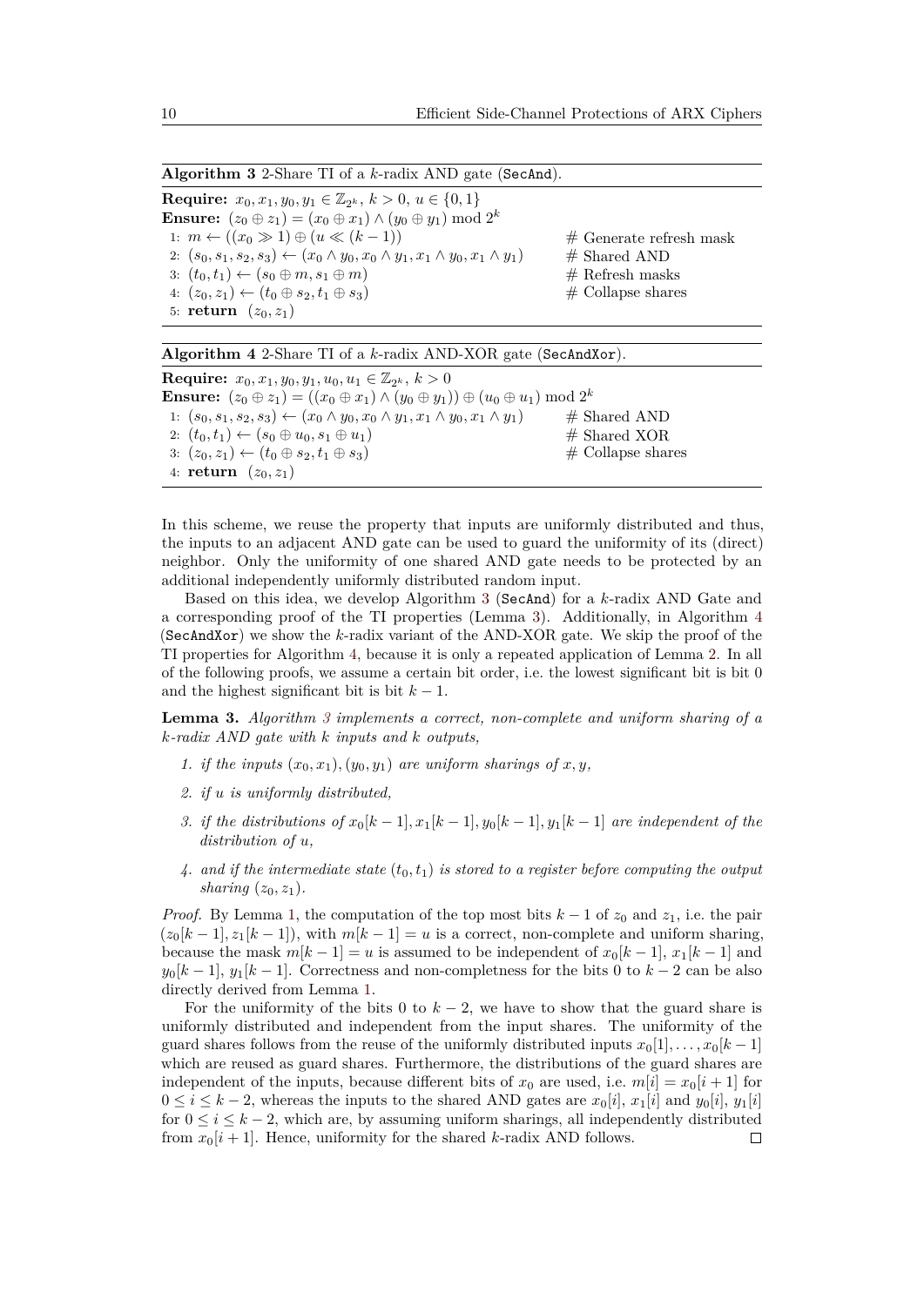**Algorithm 3** 2-Share TI of a $k$-radix AND gate (`SecAnd`).

---

**Require:** $x_0, x_1, y_0, y_1 \in \mathbb{Z}_{2^k},\ k > 0,\ u \in \{0, 1\}$

**Ensure:** $(z_0 \oplus z_1) = (x_0 \oplus x_1) \wedge (y_0 \oplus y_1) \bmod 2^k$

1: $m \leftarrow ((x_0 \gg 1) \oplus (u \ll (k-1))$ # Generate refresh mask

2: $(s_0, s_1, s_2, s_3) \leftarrow (x_0 \wedge y_0, x_0 \wedge y_1, x_1 \wedge y_0, x_1 \wedge y_1)$ # Shared AND

3: $(t_0, t_1) \leftarrow (s_0 \oplus m, s_1 \oplus m)$ # Refresh masks

4: $(z_0, z_1) \leftarrow (t_0 \oplus s_2, t_1 \oplus s_3)$ # Collapse shares

5: **return** $(z_0, z_1)$

---

**Algorithm 4** 2-Share TI of a $k$-radix AND-XOR gate (`SecAndXor`).

---

**Require:** $x_0, x_1, y_0, y_1, u_0, u_1 \in \mathbb{Z}_{2^k},\ k > 0$

**Ensure:** $(z_0 \oplus z_1) = ((x_0 \oplus x_1) \wedge (y_0 \oplus y_1)) \oplus (u_0 \oplus u_1) \bmod 2^k$

1: $(s_0, s_1, s_2, s_3) \leftarrow (x_0 \wedge y_0, x_0 \wedge y_1, x_1 \wedge y_0, x_1 \wedge y_1)$ # Shared AND

2: $(t_0, t_1) \leftarrow (s_0 \oplus u_0, s_1 \oplus u_1)$ # Shared XOR

3: $(z_0, z_1) \leftarrow (t_0 \oplus s_2, t_1 \oplus s_3)$ # Collapse shares

4: **return** $(z_0, z_1)$

---

In this scheme, we reuse the property that inputs are uniformly distributed and thus, the inputs to an adjacent AND gate can be used to guard the uniformity of its (direct) neighbor. Only the uniformity of one shared AND gate needs to be protected by an additional independently uniformly distributed random input.

Based on this idea, we develop Algorithm 3 (`SecAnd`) for a $k$-radix AND Gate and a corresponding proof of the TI properties (Lemma 3). Additionally, in Algorithm 4 (`SecAndXor`) we show the $k$-radix variant of the AND-XOR gate. We skip the proof of the TI properties for Algorithm 4, because it is only a repeated application of Lemma 2. In all of the following proofs, we assume a certain bit order, i.e. the lowest significant bit is bit 0 and the highest significant bit is bit $k-1$.

**Lemma 3.** *Algorithm 3 implements a correct, non-complete and uniform sharing of a $k$-radix AND gate with $k$ inputs and $k$ outputs,*

1. *if the inputs $(x_0, x_1), (y_0, y_1)$ are uniform sharings of $x, y$,*
2. *if $u$ is uniformly distributed,*
3. *if the distributions of $x_0[k-1], x_1[k-1], y_0[k-1], y_1[k-1]$ are independent of the distribution of $u$,*
4. *and if the intermediate state $(t_0, t_1)$ is stored to a register before computing the output sharing $(z_0, z_1)$.*

*Proof.* By Lemma 1, the computation of the top most bits $k-1$ of $z_0$ and $z_1$, i.e. the pair $(z_0[k-1], z_1[k-1])$, with $m[k-1] = u$ is a correct, non-complete and uniform sharing, because the mask $m[k-1] = u$ is assumed to be independent of $x_0[k-1]$, $x_1[k-1]$ and $y_0[k-1]$, $y_1[k-1]$. Correctness and non-completness for the bits 0 to $k-2$ can be also directly derived from Lemma 1.

For the uniformity of the bits 0 to $k-2$, we have to show that the guard share is uniformly distributed and independent from the input shares. The uniformity of the guard shares follows from the reuse of the uniformly distributed inputs $x_0[1], \ldots, x_0[k-1]$ which are reused as guard shares. Furthermore, the distributions of the guard shares are independent of the inputs, because different bits of $x_0$ are used, i.e. $m[i] = x_0[i+1]$ for $0 \le i \le k-2$, whereas the inputs to the shared AND gates are $x_0[i]$, $x_1[i]$ and $y_0[i]$, $y_1[i]$ for $0 \le i \le k-2$, which are, by assuming uniform sharings, all independently distributed from $x_0[i+1]$. Hence, uniformity for the shared $k$-radix AND follows. $\square$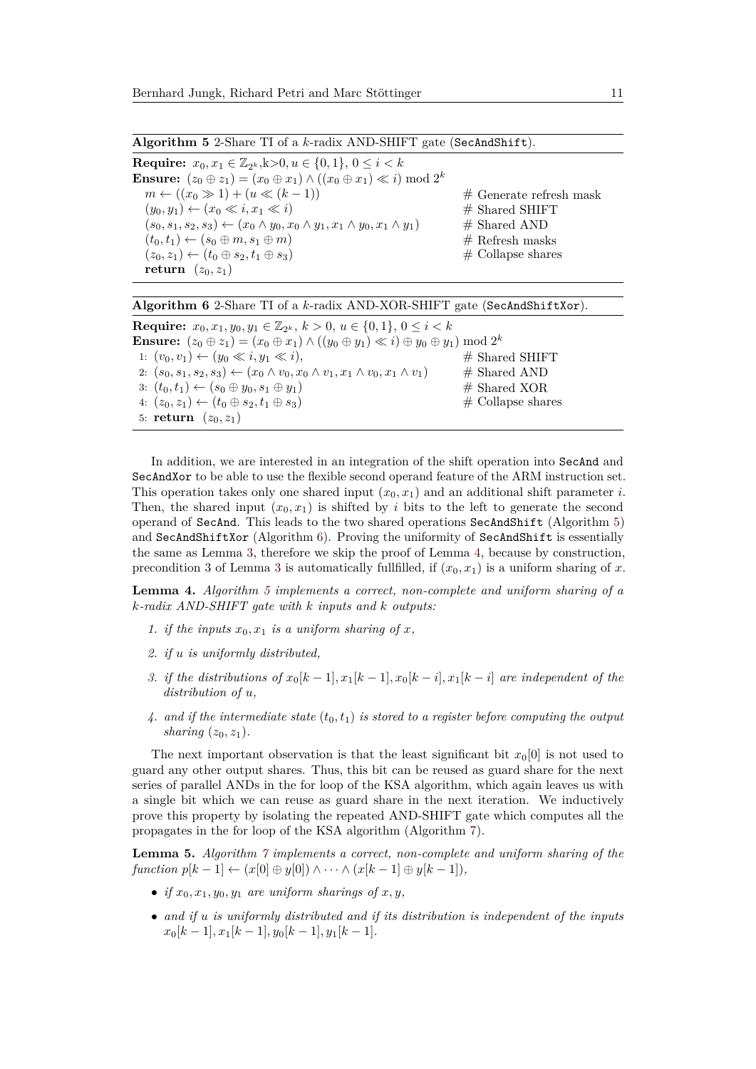**Algorithm 5** 2-Share TI of a $k$-radix AND-SHIFT gate (`SecAndShift`).

**Require:** $x_0, x_1 \in \mathbb{Z}_{2^k}$,k>0, $u \in \{0,1\}$, $0 \leq i < k$
**Ensure:** $(z_0 \oplus z_1) = (x_0 \oplus x_1) \wedge ((x_0 \oplus x_1) \ll i) \bmod 2^k$

```
m ← ((x_0 ≫ 1) + (u ≪ (k − 1))                    # Generate refresh mask
(y_0, y_1) ← (x_0 ≪ i, x_1 ≪ i)                    # Shared SHIFT
(s_0, s_1, s_2, s_3) ← (x_0 ∧ y_0, x_0 ∧ y_1, x_1 ∧ y_0, x_1 ∧ y_1)   # Shared AND
(t_0, t_1) ← (s_0 ⊕ m, s_1 ⊕ m)                    # Refresh masks
(z_0, z_1) ← (t_0 ⊕ s_2, t_1 ⊕ s_3)                # Collapse shares
return (z_0, z_1)
```

**Algorithm 6** 2-Share TI of a $k$-radix AND-XOR-SHIFT gate (`SecAndShiftXor`).

**Require:** $x_0, x_1, y_0, y_1 \in \mathbb{Z}_{2^k}$, $k > 0$, $u \in \{0,1\}$, $0 \leq i < k$
**Ensure:** $(z_0 \oplus z_1) = (x_0 \oplus x_1) \wedge ((y_0 \oplus y_1) \ll i) \oplus y_0 \oplus y_1) \bmod 2^k$

```
1: (v_0, v_1) ← (y_0 ≪ i, y_1 ≪ i),                 # Shared SHIFT
2: (s_0, s_1, s_2, s_3) ← (x_0 ∧ v_0, x_0 ∧ v_1, x_1 ∧ v_0, x_1 ∧ v_1)   # Shared AND
3: (t_0, t_1) ← (s_0 ⊕ y_0, s_1 ⊕ y_1)              # Shared XOR
4: (z_0, z_1) ← (t_0 ⊕ s_2, t_1 ⊕ s_3)              # Collapse shares
5: return (z_0, z_1)
```

In addition, we are interested in an integration of the shift operation into `SecAnd` and `SecAndXor` to be able to use the flexible second operand feature of the ARM instruction set. This operation takes only one shared input $(x_0, x_1)$ and an additional shift parameter $i$. Then, the shared input $(x_0, x_1)$ is shifted by $i$ bits to the left to generate the second operand of `SecAnd`. This leads to the two shared operations `SecAndShift` (Algorithm 5) and `SecAndShiftXor` (Algorithm 6). Proving the uniformity of `SecAndShift` is essentially the same as Lemma 3, therefore we skip the proof of Lemma 4, because by construction, precondition 3 of Lemma 3 is automatically fullfilled, if $(x_0, x_1)$ is a uniform sharing of $x$.

**Lemma 4.** *Algorithm 5 implements a correct, non-complete and uniform sharing of a k-radix AND-SHIFT gate with k inputs and k outputs:*

1. *if the inputs $x_0, x_1$ is a uniform sharing of $x$,*
2. *if $u$ is uniformly distributed,*
3. *if the distributions of $x_0[k-1], x_1[k-1], x_0[k-i], x_1[k-i]$ are independent of the distribution of $u$,*
4. *and if the intermediate state $(t_0, t_1)$ is stored to a register before computing the output sharing $(z_0, z_1)$.*

The next important observation is that the least significant bit $x_0[0]$ is not used to guard any other output shares. Thus, this bit can be reused as guard share for the next series of parallel ANDs in the for loop of the KSA algorithm, which again leaves us with a single bit which we can reuse as guard share in the next iteration. We inductively prove this property by isolating the repeated AND-SHIFT gate which computes all the propagates in the for loop of the KSA algorithm (Algorithm 7).

**Lemma 5.** *Algorithm 7 implements a correct, non-complete and uniform sharing of the function $p[k-1] \leftarrow (x[0] \oplus y[0]) \wedge \cdots \wedge (x[k-1] \oplus y[k-1])$,*

- *if $x_0, x_1, y_0, y_1$ are uniform sharings of $x, y$,*
- *and if $u$ is uniformly distributed and if its distribution is independent of the inputs $x_0[k-1], x_1[k-1], y_0[k-1], y_1[k-1]$.*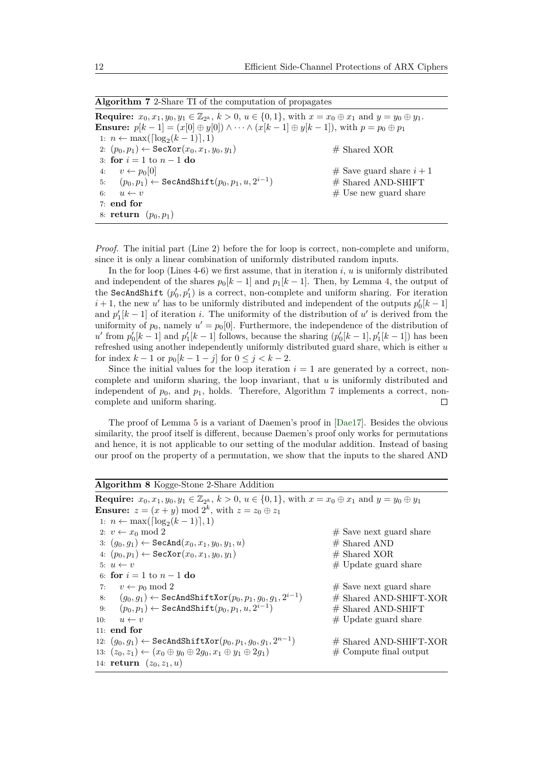**Algorithm 7** 2-Share TI of the computation of propagates

**Require:** $x_0, x_1, y_0, y_1 \in \mathbb{Z}_{2^k}$, $k > 0$, $u \in \{0,1\}$, with $x = x_0 \oplus x_1$ and $y = y_0 \oplus y_1$.
**Ensure:** $p[k-1] = (x[0] \oplus y[0]) \wedge \cdots \wedge (x[k-1] \oplus y[k-1])$, with $p = p_0 \oplus p_1$

```
1: n ← max(⌈log2(k − 1)⌉, 1)
2: (p0, p1) ← SecXor(x0, x1, y0, y1)            # Shared XOR
3: for i = 1 to n − 1 do
4:     v ← p0[0]                                 # Save guard share i + 1
5:     (p0, p1) ← SecAndShift(p0, p1, u, 2^(i−1)) # Shared AND-SHIFT
6:     u ← v                                     # Use new guard share
7: end for
8: return (p0, p1)
```

*Proof.* The initial part (Line 2) before the for loop is correct, non-complete and uniform, since it is only a linear combination of uniformly distributed random inputs.

In the for loop (Lines 4-6) we first assume, that in iteration $i$, $u$ is uniformly distributed and independent of the shares $p_0[k-1]$ and $p_1[k-1]$. Then, by Lemma 4, the output of the SecAndShift $(p_0', p_1')$ is a correct, non-complete and uniform sharing. For iteration $i+1$, the new $u'$ has to be uniformly distributed and independent of the outputs $p_0'[k-1]$ and $p_1'[k-1]$ of iteration $i$. The uniformity of the distribution of $u'$ is derived from the uniformity of $p_0$, namely $u' = p_0[0]$. Furthermore, the independence of the distribution of $u'$ from $p_0'[k-1]$ and $p_1'[k-1]$ follows, because the sharing $(p_0'[k-1], p_1'[k-1])$ has been refreshed using another independently uniformly distributed guard share, which is either $u$ for index $k-1$ or $p_0[k-1-j]$ for $0 \leq j < k-2$.

Since the initial values for the loop iteration $i = 1$ are generated by a correct, non-complete and uniform sharing, the loop invariant, that $u$ is uniformly distributed and independent of $p_0$, and $p_1$, holds. Therefore, Algorithm 7 implements a correct, non-complete and uniform sharing. □

The proof of Lemma 5 is a variant of Daemen's proof in [Dae17]. Besides the obvious similarity, the proof itself is different, because Daemen's proof only works for permutations and hence, it is not applicable to our setting of the modular addition. Instead of basing our proof on the property of a permutation, we show that the inputs to the shared AND

**Algorithm 8** Kogge-Stone 2-Share Addition

**Require:** $x_0, x_1, y_0, y_1 \in \mathbb{Z}_{2^k}$, $k > 0$, $u \in \{0,1\}$, with $x = x_0 \oplus x_1$ and $y = y_0 \oplus y_1$
**Ensure:** $z = (x + y) \bmod 2^k$, with $z = z_0 \oplus z_1$

```
1: n ← max(⌈log2(k − 1)⌉, 1)
2: v ← x0 mod 2                                          # Save next guard share
3: (g0, g1) ← SecAnd(x0, x1, y0, y1, u)                  # Shared AND
4: (p0, p1) ← SecXor(x0, x1, y0, y1)                     # Shared XOR
5: u ← v                                                 # Update guard share
6: for i = 1 to n − 1 do
7:     v ← p0 mod 2                                      # Save next guard share
8:     (g0, g1) ← SecAndShiftXor(p0, p1, g0, g1, 2^(i−1)) # Shared AND-SHIFT-XOR
9:     (p0, p1) ← SecAndShift(p0, p1, u, 2^(i−1))        # Shared AND-SHIFT
10:    u ← v                                             # Update guard share
11: end for
12: (g0, g1) ← SecAndShiftXor(p0, p1, g0, g1, 2^(n−1))   # Shared AND-SHIFT-XOR
13: (z0, z1) ← (x0 ⊕ y0 ⊕ 2g0, x1 ⊕ y1 ⊕ 2g1)            # Compute final output
14: return (z0, z1, u)
```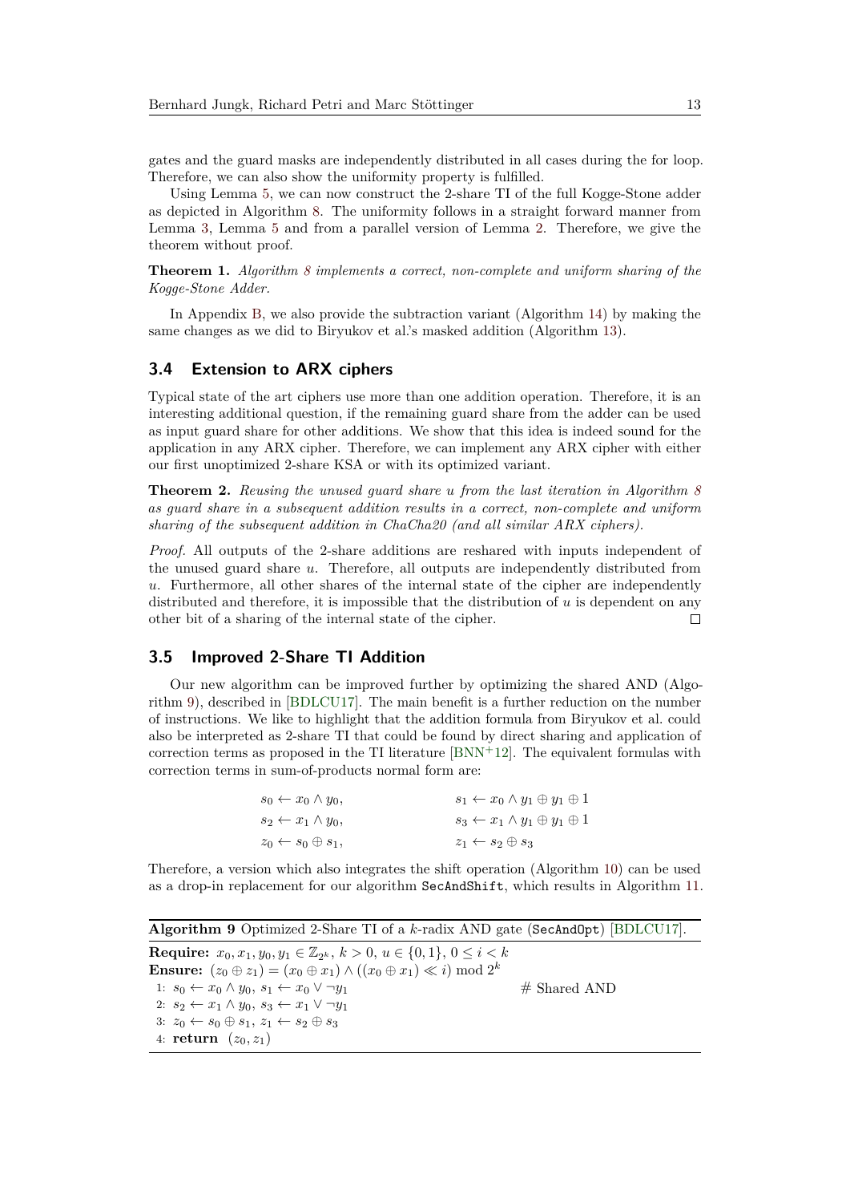gates and the guard masks are independently distributed in all cases during the for loop. Therefore, we can also show the uniformity property is fulfilled.

Using Lemma 5, we can now construct the 2-share TI of the full Kogge-Stone adder as depicted in Algorithm 8. The uniformity follows in a straight forward manner from Lemma 3, Lemma 5 and from a parallel version of Lemma 2. Therefore, we give the theorem without proof.

**Theorem 1.** *Algorithm 8 implements a correct, non-complete and uniform sharing of the Kogge-Stone Adder.*

In Appendix B, we also provide the subtraction variant (Algorithm 14) by making the same changes as we did to Biryukov et al.'s masked addition (Algorithm 13).

### 3.4 Extension to ARX ciphers

Typical state of the art ciphers use more than one addition operation. Therefore, it is an interesting additional question, if the remaining guard share from the adder can be used as input guard share for other additions. We show that this idea is indeed sound for the application in any ARX cipher. Therefore, we can implement any ARX cipher with either our first unoptimized 2-share KSA or with its optimized variant.

**Theorem 2.** *Reusing the unused guard share $u$ from the last iteration in Algorithm 8 as guard share in a subsequent addition results in a correct, non-complete and uniform sharing of the subsequent addition in ChaCha20 (and all similar ARX ciphers).*

*Proof.* All outputs of the 2-share additions are reshared with inputs independent of the unused guard share $u$. Therefore, all outputs are independently distributed from $u$. Furthermore, all other shares of the internal state of the cipher are independently distributed and therefore, it is impossible that the distribution of $u$ is dependent on any other bit of a sharing of the internal state of the cipher. □

### 3.5 Improved 2-Share TI Addition

Our new algorithm can be improved further by optimizing the shared AND (Algorithm 9), described in [BDLCU17]. The main benefit is a further reduction on the number of instructions. We like to highlight that the addition formula from Biryukov et al. could also be interpreted as 2-share TI that could be found by direct sharing and application of correction terms as proposed in the TI literature [BNN+12]. The equivalent formulas with correction terms in sum-of-products normal form are:

$$
\begin{aligned}
s_0 &\leftarrow x_0 \wedge y_0, & s_1 &\leftarrow x_0 \wedge y_1 \oplus y_1 \oplus 1 \\
s_2 &\leftarrow x_1 \wedge y_0, & s_3 &\leftarrow x_1 \wedge y_1 \oplus y_1 \oplus 1 \\
z_0 &\leftarrow s_0 \oplus s_1, & z_1 &\leftarrow s_2 \oplus s_3
\end{aligned}
$$

Therefore, a version which also integrates the shift operation (Algorithm 10) can be used as a drop-in replacement for our algorithm `SecAndShift`, which results in Algorithm 11.

**Algorithm 9** Optimized 2-Share TI of a $k$-radix AND gate (`SecAndOpt`) [BDLCU17].

**Require:** $x_0, x_1, y_0, y_1 \in \mathbb{Z}_{2^k}$, $k > 0$, $u \in \{0, 1\}$, $0 \leq i < k$
**Ensure:** $(z_0 \oplus z_1) = (x_0 \oplus x_1) \wedge ((x_0 \oplus x_1) \ll i) \bmod 2^k$

1: $s_0 \leftarrow x_0 \wedge y_0$, $s_1 \leftarrow x_0 \vee \neg y_1$ # Shared AND
2: $s_2 \leftarrow x_1 \wedge y_0$, $s_3 \leftarrow x_1 \vee \neg y_1$
3: $z_0 \leftarrow s_0 \oplus s_1$, $z_1 \leftarrow s_2 \oplus s_3$
4: **return** $(z_0, z_1)$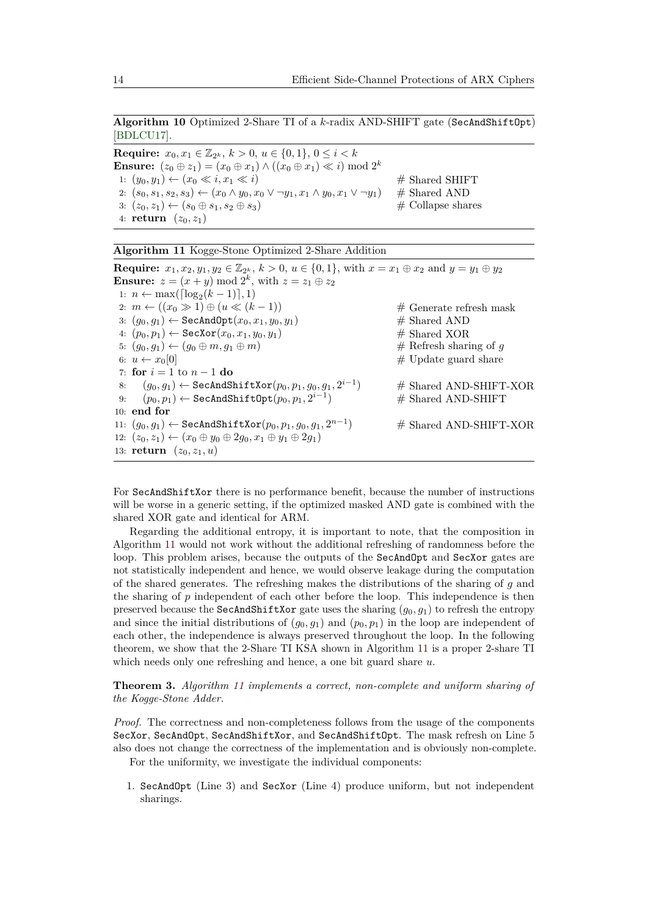**Algorithm 10** Optimized 2-Share TI of a $k$-radix AND-SHIFT gate (`SecAndShiftOpt`) [BDLCU17].

**Require:** $x_0, x_1 \in \mathbb{Z}_{2^k}$, $k > 0$, $u \in \{0,1\}$, $0 \leq i < k$
**Ensure:** $(z_0 \oplus z_1) = (x_0 \oplus x_1) \wedge ((x_0 \oplus x_1) \ll i) \bmod 2^k$

```
1: (y_0, y_1) ← (x_0 ≪ i, x_1 ≪ i)                                   # Shared SHIFT
2: (s_0, s_1, s_2, s_3) ← (x_0 ∧ y_0, x_0 ∨ ¬y_1, x_1 ∧ y_0, x_1 ∨ ¬y_1)   # Shared AND
3: (z_0, z_1) ← (s_0 ⊕ s_1, s_2 ⊕ s_3)                                # Collapse shares
4: return (z_0, z_1)
```

**Algorithm 11** Kogge-Stone Optimized 2-Share Addition

**Require:** $x_1, x_2, y_1, y_2 \in \mathbb{Z}_{2^k}$, $k > 0$, $u \in \{0,1\}$, with $x = x_1 \oplus x_2$ and $y = y_1 \oplus y_2$
**Ensure:** $z = (x + y) \bmod 2^k$, with $z = z_1 \oplus z_2$

```
1: n ← max(⌈log_2(k − 1)⌉, 1)
2: m ← ((x_0 ≫ 1) ⊕ (u ≪ (k − 1))                       # Generate refresh mask
3: (g_0, g_1) ← SecAndOpt(x_0, x_1, y_0, y_1)            # Shared AND
4: (p_0, p_1) ← SecXor(x_0, x_1, y_0, y_1)               # Shared XOR
5: (g_0, g_1) ← (g_0 ⊕ m, g_1 ⊕ m)                       # Refresh sharing of g
6: u ← x_0[0]                                            # Update guard share
7: for i = 1 to n − 1 do
8:     (g_0, g_1) ← SecAndShiftXor(p_0, p_1, g_0, g_1, 2^(i−1))   # Shared AND-SHIFT-XOR
9:     (p_0, p_1) ← SecAndShiftOpt(p_0, p_1, 2^(i−1))             # Shared AND-SHIFT
10: end for
11: (g_0, g_1) ← SecAndShiftXor(p_0, p_1, g_0, g_1, 2^(n−1))      # Shared AND-SHIFT-XOR
12: (z_0, z_1) ← (x_0 ⊕ y_0 ⊕ 2g_0, x_1 ⊕ y_1 ⊕ 2g_1)
13: return (z_0, z_1, u)
```

For `SecAndShiftXor` there is no performance benefit, because the number of instructions will be worse in a generic setting, if the optimized masked AND gate is combined with the shared XOR gate and identical for ARM.

Regarding the additional entropy, it is important to note, that the composition in Algorithm 11 would not work without the additional refreshing of randomness before the loop. This problem arises, because the outputs of the `SecAndOpt` and `SecXor` gates are not statistically independent and hence, we would observe leakage during the computation of the shared generates. The refreshing makes the distributions of the sharing of $g$ and the sharing of $p$ independent of each other before the loop. This independence is then preserved because the `SecAndShiftXor` gate uses the sharing $(g_0, g_1)$ to refresh the entropy and since the initial distributions of $(g_0, g_1)$ and $(p_0, p_1)$ in the loop are independent of each other, the independence is always preserved throughout the loop. In the following theorem, we show that the 2-Share TI KSA shown in Algorithm 11 is a proper 2-share TI which needs only one refreshing and hence, a one bit guard share $u$.

**Theorem 3.** *Algorithm 11 implements a correct, non-complete and uniform sharing of the Kogge-Stone Adder.*

*Proof.* The correctness and non-completeness follows from the usage of the components `SecXor`, `SecAndOpt`, `SecAndShiftXor`, and `SecAndShiftOpt`. The mask refresh on Line 5 also does not change the correctness of the implementation and is obviously non-complete.

For the uniformity, we investigate the individual components:

1. `SecAndOpt` (Line 3) and `SecXor` (Line 4) produce uniform, but not independent sharings.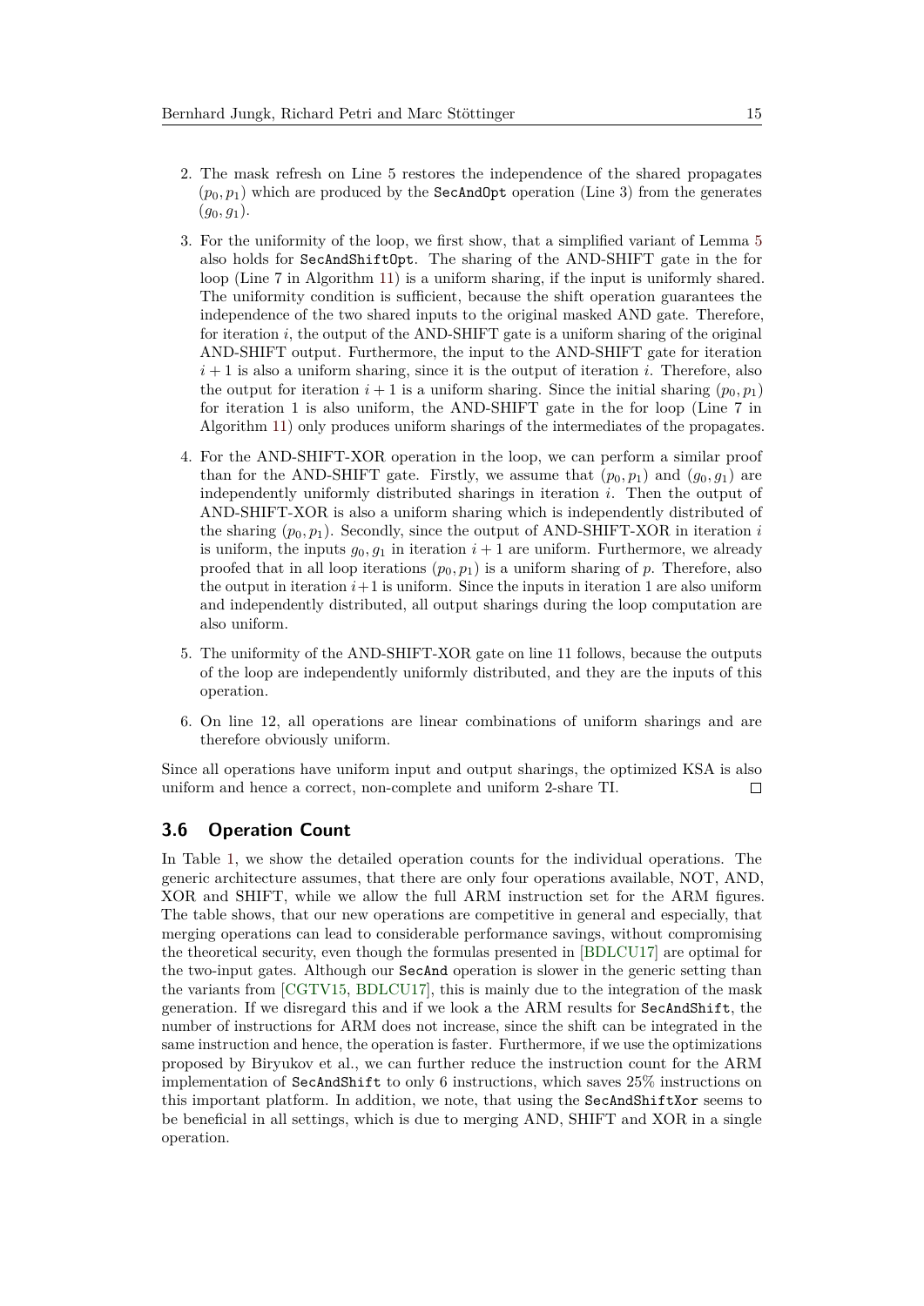2. The mask refresh on Line 5 restores the independence of the shared propagates $(p_0, p_1)$ which are produced by the `SecAndOpt` operation (Line 3) from the generates $(g_0, g_1)$.
3. For the uniformity of the loop, we first show, that a simplified variant of Lemma 5 also holds for `SecAndShiftOpt`. The sharing of the AND-SHIFT gate in the for loop (Line 7 in Algorithm 11) is a uniform sharing, if the input is uniformly shared. The uniformity condition is sufficient, because the shift operation guarantees the independence of the two shared inputs to the original masked AND gate. Therefore, for iteration $i$, the output of the AND-SHIFT gate is a uniform sharing of the original AND-SHIFT output. Furthermore, the input to the AND-SHIFT gate for iteration $i+1$ is also a uniform sharing, since it is the output of iteration $i$. Therefore, also the output for iteration $i+1$ is a uniform sharing. Since the initial sharing $(p_0, p_1)$ for iteration 1 is also uniform, the AND-SHIFT gate in the for loop (Line 7 in Algorithm 11) only produces uniform sharings of the intermediates of the propagates.
4. For the AND-SHIFT-XOR operation in the loop, we can perform a similar proof than for the AND-SHIFT gate. Firstly, we assume that $(p_0, p_1)$ and $(g_0, g_1)$ are independently uniformly distributed sharings in iteration $i$. Then the output of AND-SHIFT-XOR is also a uniform sharing which is independently distributed of the sharing $(p_0, p_1)$. Secondly, since the output of AND-SHIFT-XOR in iteration $i$ is uniform, the inputs $g_0, g_1$ in iteration $i+1$ are uniform. Furthermore, we already proofed that in all loop iterations $(p_0, p_1)$ is a uniform sharing of $p$. Therefore, also the output in iteration $i+1$ is uniform. Since the inputs in iteration 1 are also uniform and independently distributed, all output sharings during the loop computation are also uniform.
5. The uniformity of the AND-SHIFT-XOR gate on line 11 follows, because the outputs of the loop are independently uniformly distributed, and they are the inputs of this operation.
6. On line 12, all operations are linear combinations of uniform sharings and are therefore obviously uniform.

Since all operations have uniform input and output sharings, the optimized KSA is also uniform and hence a correct, non-complete and uniform 2-share TI. □

### 3.6 Operation Count

In Table 1, we show the detailed operation counts for the individual operations. The generic architecture assumes, that there are only four operations available, NOT, AND, XOR and SHIFT, while we allow the full ARM instruction set for the ARM figures. The table shows, that our new operations are competitive in general and especially, that merging operations can lead to considerable performance savings, without compromising the theoretical security, even though the formulas presented in [BDLCU17] are optimal for the two-input gates. Although our `SecAnd` operation is slower in the generic setting than the variants from [CGTV15, BDLCU17], this is mainly due to the integration of the mask generation. If we disregard this and if we look a the ARM results for `SecAndShift`, the number of instructions for ARM does not increase, since the shift can be integrated in the same instruction and hence, the operation is faster. Furthermore, if we use the optimizations proposed by Biryukov et al., we can further reduce the instruction count for the ARM implementation of `SecAndShift` to only 6 instructions, which saves 25% instructions on this important platform. In addition, we note, that using the `SecAndShiftXor` seems to be beneficial in all settings, which is due to merging AND, SHIFT and XOR in a single operation.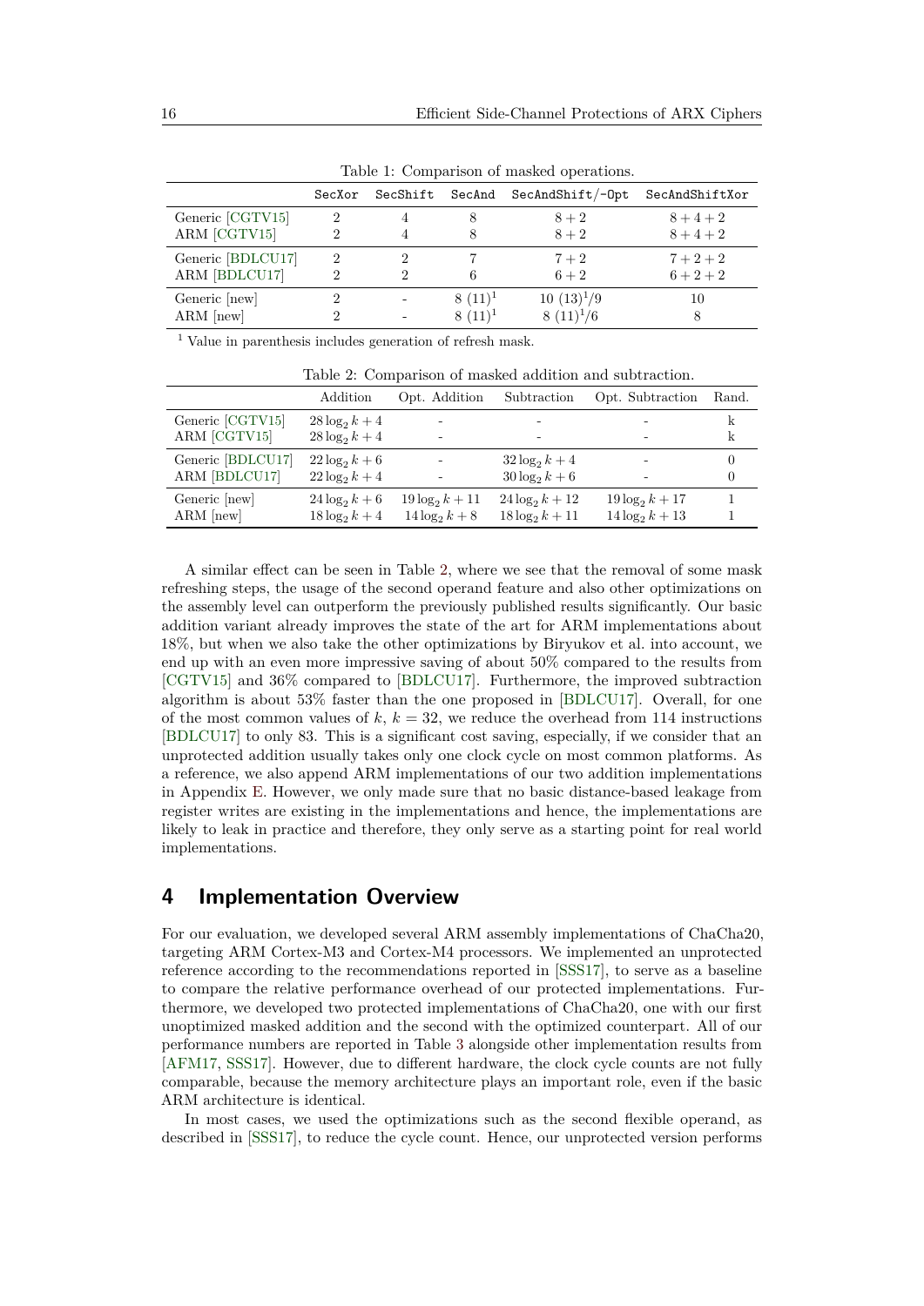Table 1: Comparison of masked operations.

|  | SecXor | SecShift | SecAnd | SecAndShift/-Opt | SecAndShiftXor |
|---|---|---|---|---|---|
| Generic [CGTV15] | 2 | 4 | 8 | $8+2$ | $8+4+2$ |
| ARM [CGTV15] | 2 | 4 | 8 | $8+2$ | $8+4+2$ |
| Generic [BDLCU17] | 2 | 2 | 7 | $7+2$ | $7+2+2$ |
| ARM [BDLCU17] | 2 | 2 | 6 | $6+2$ | $6+2+2$ |
| Generic [new] | 2 | - | 8 (11)[1] | 10 (13)[1]/9 | 10 |
| ARM [new] | 2 | - | 8 (11)[1] | 8 (11)[1]/6 | 8 |

[1] Value in parenthesis includes generation of refresh mask.

Table 2: Comparison of masked addition and subtraction.

|  | Addition | Opt. Addition | Subtraction | Opt. Subtraction | Rand. |
|---|---|---|---|---|---|
| Generic [CGTV15] | $28\log_2 k+4$ | - | - | - | k |
| ARM [CGTV15] | $28\log_2 k+4$ | - | - | - | k |
| Generic [BDLCU17] | $22\log_2 k+6$ | - | $32\log_2 k+4$ | - | 0 |
| ARM [BDLCU17] | $22\log_2 k+4$ | - | $30\log_2 k+6$ | - | 0 |
| Generic [new] | $24\log_2 k+6$ | $19\log_2 k+11$ | $24\log_2 k+12$ | $19\log_2 k+17$ | 1 |
| ARM [new] | $18\log_2 k+4$ | $14\log_2 k+8$ | $18\log_2 k+11$ | $14\log_2 k+13$ | 1 |

A similar effect can be seen in Table 2, where we see that the removal of some mask refreshing steps, the usage of the second operand feature and also other optimizations on the assembly level can outperform the previously published results significantly. Our basic addition variant already improves the state of the art for ARM implementations about 18%, but when we also take the other optimizations by Biryukov et al. into account, we end up with an even more impressive saving of about 50% compared to the results from [CGTV15] and 36% compared to [BDLCU17]. Furthermore, the improved subtraction algorithm is about 53% faster than the one proposed in [BDLCU17]. Overall, for one of the most common values of $k$, $k = 32$, we reduce the overhead from 114 instructions [BDLCU17] to only 83. This is a significant cost saving, especially, if we consider that an unprotected addition usually takes only one clock cycle on most common platforms. As a reference, we also append ARM implementations of our two addition implementations in Appendix E. However, we only made sure that no basic distance-based leakage from register writes are existing in the implementations and hence, the implementations are likely to leak in practice and therefore, they only serve as a starting point for real world implementations.

## 4 Implementation Overview

For our evaluation, we developed several ARM assembly implementations of ChaCha20, targeting ARM Cortex-M3 and Cortex-M4 processors. We implemented an unprotected reference according to the recommendations reported in [SSS17], to serve as a baseline to compare the relative performance overhead of our protected implementations. Furthermore, we developed two protected implementations of ChaCha20, one with our first unoptimized masked addition and the second with the optimized counterpart. All of our performance numbers are reported in Table 3 alongside other implementation results from [AFM17, SSS17]. However, due to different hardware, the clock cycle counts are not fully comparable, because the memory architecture plays an important role, even if the basic ARM architecture is identical.

In most cases, we used the optimizations such as the second flexible operand, as described in [SSS17], to reduce the cycle count. Hence, our unprotected version performs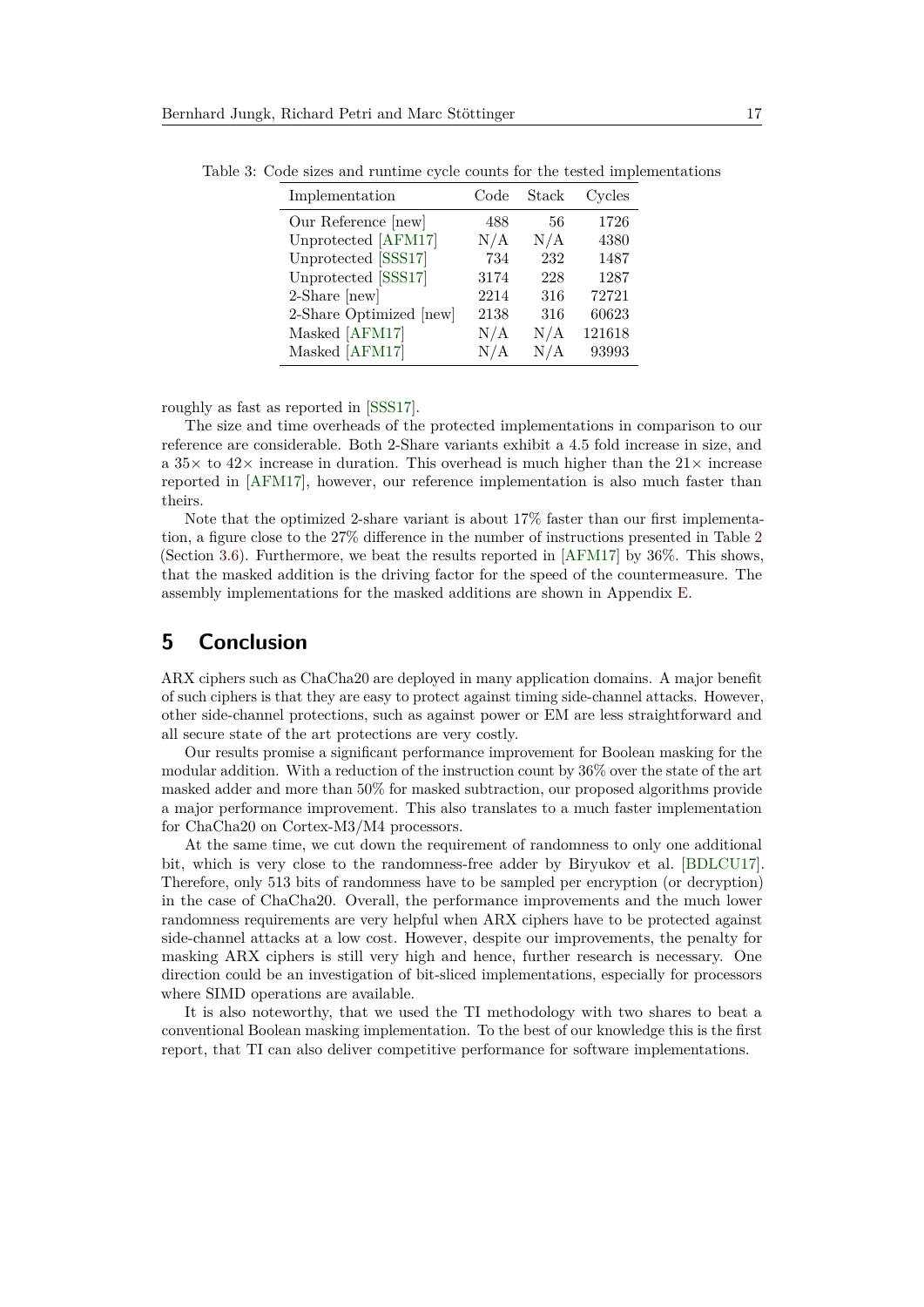Table 3: Code sizes and runtime cycle counts for the tested implementations

| Implementation | Code | Stack | Cycles |
| --- | --- | --- | --- |
| Our Reference [new] | 488 | 56 | 1726 |
| Unprotected [AFM17] | N/A | N/A | 4380 |
| Unprotected [SSS17] | 734 | 232 | 1487 |
| Unprotected [SSS17] | 3174 | 228 | 1287 |
| 2-Share [new] | 2214 | 316 | 72721 |
| 2-Share Optimized [new] | 2138 | 316 | 60623 |
| Masked [AFM17] | N/A | N/A | 121618 |
| Masked [AFM17] | N/A | N/A | 93993 |

roughly as fast as reported in [SSS17].

The size and time overheads of the protected implementations in comparison to our reference are considerable. Both 2-Share variants exhibit a 4.5 fold increase in size, and a $35\times$ to $42\times$ increase in duration. This overhead is much higher than the $21\times$ increase reported in [AFM17], however, our reference implementation is also much faster than theirs.

Note that the optimized 2-share variant is about 17% faster than our first implementation, a figure close to the 27% difference in the number of instructions presented in Table 2 (Section 3.6). Furthermore, we beat the results reported in [AFM17] by 36%. This shows, that the masked addition is the driving factor for the speed of the countermeasure. The assembly implementations for the masked additions are shown in Appendix E.

## 5 Conclusion

ARX ciphers such as ChaCha20 are deployed in many application domains. A major benefit of such ciphers is that they are easy to protect against timing side-channel attacks. However, other side-channel protections, such as against power or EM are less straightforward and all secure state of the art protections are very costly.

Our results promise a significant performance improvement for Boolean masking for the modular addition. With a reduction of the instruction count by 36% over the state of the art masked adder and more than 50% for masked subtraction, our proposed algorithms provide a major performance improvement. This also translates to a much faster implementation for ChaCha20 on Cortex-M3/M4 processors.

At the same time, we cut down the requirement of randomness to only one additional bit, which is very close to the randomness-free adder by Biryukov et al. [BDLCU17]. Therefore, only 513 bits of randomness have to be sampled per encryption (or decryption) in the case of ChaCha20. Overall, the performance improvements and the much lower randomness requirements are very helpful when ARX ciphers have to be protected against side-channel attacks at a low cost. However, despite our improvements, the penalty for masking ARX ciphers is still very high and hence, further research is necessary. One direction could be an investigation of bit-sliced implementations, especially for processors where SIMD operations are available.

It is also noteworthy, that we used the TI methodology with two shares to beat a conventional Boolean masking implementation. To the best of our knowledge this is the first report, that TI can also deliver competitive performance for software implementations.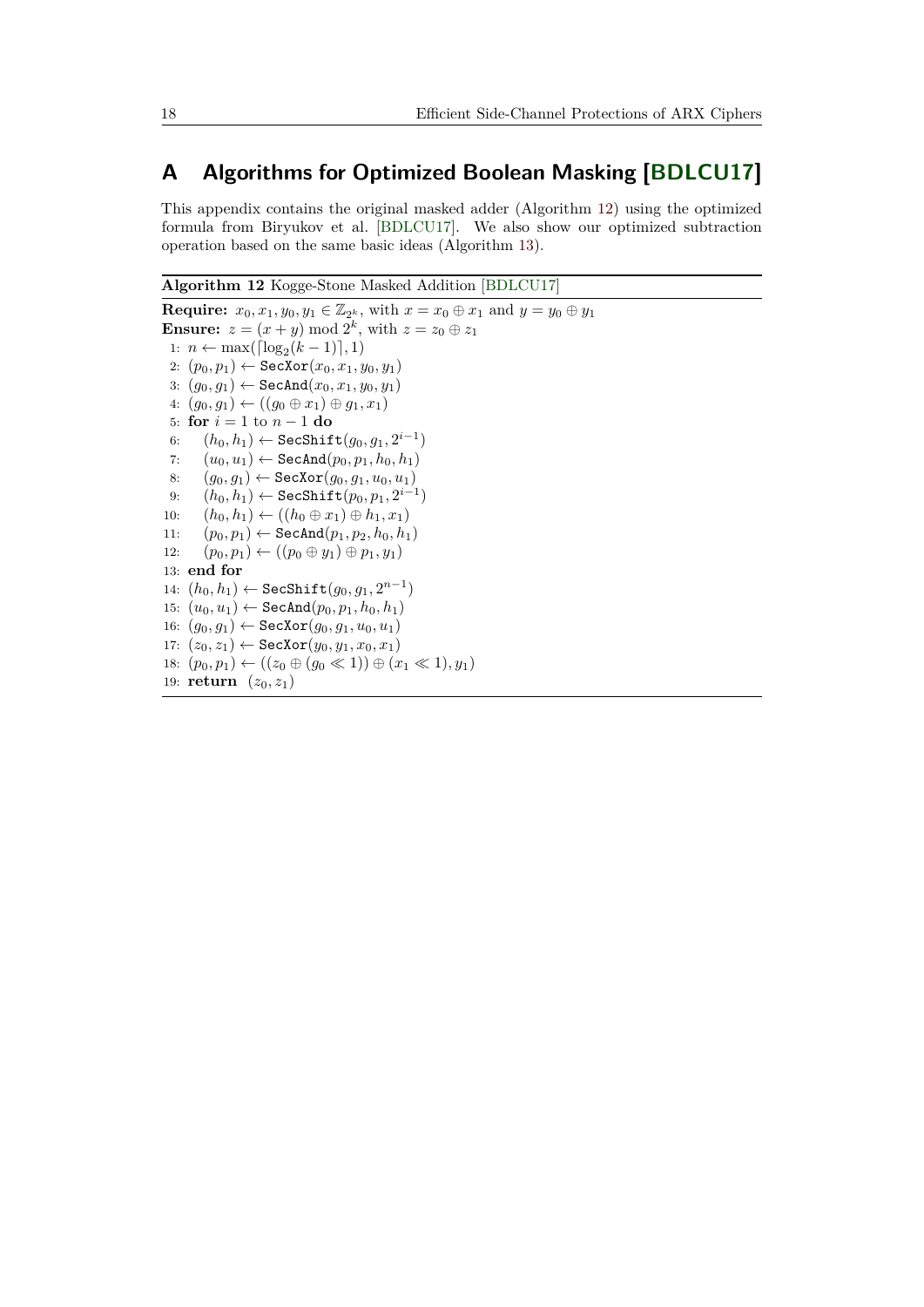# A Algorithms for Optimized Boolean Masking [BDLCU17]

This appendix contains the original masked adder (Algorithm 12) using the optimized formula from Biryukov et al. [BDLCU17]. We also show our optimized subtraction operation based on the same basic ideas (Algorithm 13).

**Algorithm 12** Kogge-Stone Masked Addition [BDLCU17]

**Require:** $x_0, x_1, y_0, y_1 \in \mathbb{Z}_{2^k}$, with $x = x_0 \oplus x_1$ and $y = y_0 \oplus y_1$
**Ensure:** $z = (x + y) \bmod 2^k$, with $z = z_0 \oplus z_1$

1: $n \leftarrow \max(\lceil \log_2(k-1) \rceil, 1)$
2: $(p_0, p_1) \leftarrow \texttt{SecXor}(x_0, x_1, y_0, y_1)$
3: $(g_0, g_1) \leftarrow \texttt{SecAnd}(x_0, x_1, y_0, y_1)$
4: $(g_0, g_1) \leftarrow ((g_0 \oplus x_1) \oplus g_1, x_1)$
5: **for** $i = 1$ to $n - 1$ **do**
6: $\quad (h_0, h_1) \leftarrow \texttt{SecShift}(g_0, g_1, 2^{i-1})$
7: $\quad (u_0, u_1) \leftarrow \texttt{SecAnd}(p_0, p_1, h_0, h_1)$
8: $\quad (g_0, g_1) \leftarrow \texttt{SecXor}(g_0, g_1, u_0, u_1)$
9: $\quad (h_0, h_1) \leftarrow \texttt{SecShift}(p_0, p_1, 2^{i-1})$
10: $\quad (h_0, h_1) \leftarrow ((h_0 \oplus x_1) \oplus h_1, x_1)$
11: $\quad (p_0, p_1) \leftarrow \texttt{SecAnd}(p_1, p_2, h_0, h_1)$
12: $\quad (p_0, p_1) \leftarrow ((p_0 \oplus y_1) \oplus p_1, y_1)$
13: **end for**
14: $(h_0, h_1) \leftarrow \texttt{SecShift}(g_0, g_1, 2^{n-1})$
15: $(u_0, u_1) \leftarrow \texttt{SecAnd}(p_0, p_1, h_0, h_1)$
16: $(g_0, g_1) \leftarrow \texttt{SecXor}(g_0, g_1, u_0, u_1)$
17: $(z_0, z_1) \leftarrow \texttt{SecXor}(y_0, y_1, x_0, x_1)$
18: $(p_0, p_1) \leftarrow ((z_0 \oplus (g_0 \ll 1)) \oplus (x_1 \ll 1), y_1)$
19: **return** $(z_0, z_1)$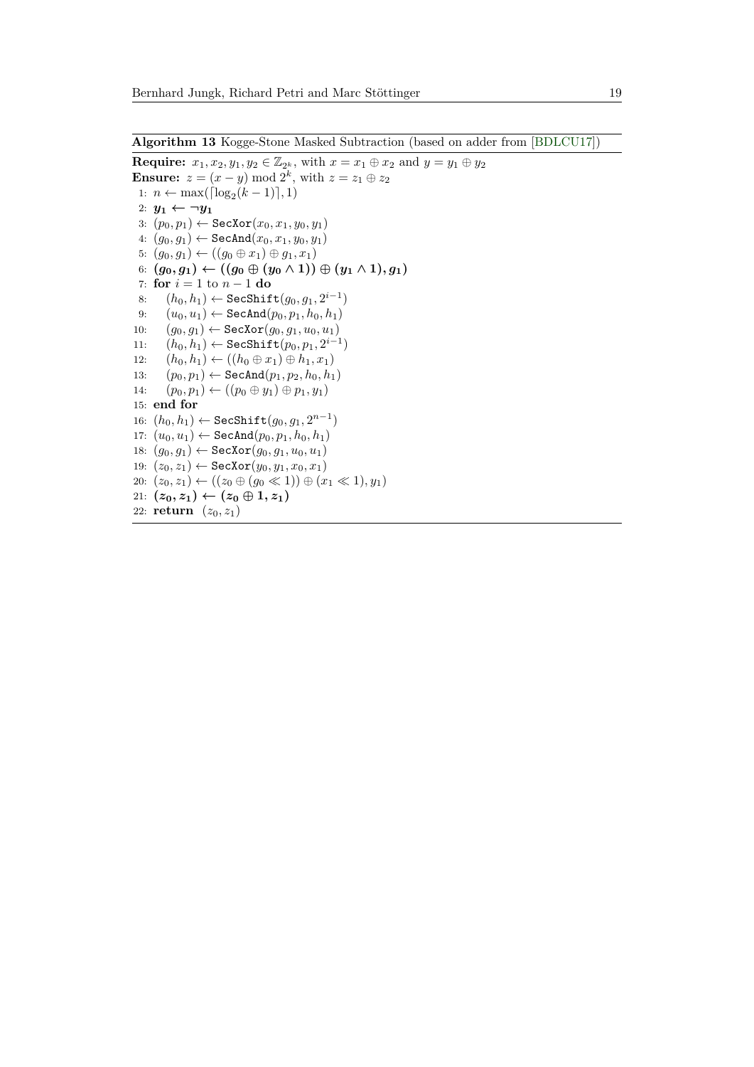**Algorithm 13** Kogge-Stone Masked Subtraction (based on adder from [BDLCU17])

**Require:** $x_1, x_2, y_1, y_2 \in \mathbb{Z}_{2^k}$, with $x = x_1 \oplus x_2$ and $y = y_1 \oplus y_2$
**Ensure:** $z = (x - y) \bmod 2^k$, with $z = z_1 \oplus z_2$

1: $n \leftarrow \max(\lceil \log_2(k-1) \rceil, 1)$
2: $\boldsymbol{y_1 \leftarrow \neg y_1}$
3: $(p_0, p_1) \leftarrow \texttt{SecXor}(x_0, x_1, y_0, y_1)$
4: $(g_0, g_1) \leftarrow \texttt{SecAnd}(x_0, x_1, y_0, y_1)$
5: $(g_0, g_1) \leftarrow ((g_0 \oplus x_1) \oplus g_1, x_1)$
6: $\boldsymbol{(g_0, g_1) \leftarrow ((g_0 \oplus (y_0 \wedge 1)) \oplus (y_1 \wedge 1), g_1)}$
7: **for** $i = 1$ to $n - 1$ **do**
8: $\quad (h_0, h_1) \leftarrow \texttt{SecShift}(g_0, g_1, 2^{i-1})$
9: $\quad (u_0, u_1) \leftarrow \texttt{SecAnd}(p_0, p_1, h_0, h_1)$
10: $\quad (g_0, g_1) \leftarrow \texttt{SecXor}(g_0, g_1, u_0, u_1)$
11: $\quad (h_0, h_1) \leftarrow \texttt{SecShift}(p_0, p_1, 2^{i-1})$
12: $\quad (h_0, h_1) \leftarrow ((h_0 \oplus x_1) \oplus h_1, x_1)$
13: $\quad (p_0, p_1) \leftarrow \texttt{SecAnd}(p_1, p_2, h_0, h_1)$
14: $\quad (p_0, p_1) \leftarrow ((p_0 \oplus y_1) \oplus p_1, y_1)$
15: **end for**
16: $(h_0, h_1) \leftarrow \texttt{SecShift}(g_0, g_1, 2^{n-1})$
17: $(u_0, u_1) \leftarrow \texttt{SecAnd}(p_0, p_1, h_0, h_1)$
18: $(g_0, g_1) \leftarrow \texttt{SecXor}(g_0, g_1, u_0, u_1)$
19: $(z_0, z_1) \leftarrow \texttt{SecXor}(y_0, y_1, x_0, x_1)$
20: $(z_0, z_1) \leftarrow ((z_0 \oplus (g_0 \ll 1)) \oplus (x_1 \ll 1), y_1)$
21: $\boldsymbol{(z_0, z_1) \leftarrow (z_0 \oplus 1, z_1)}$
22: **return** $(z_0, z_1)$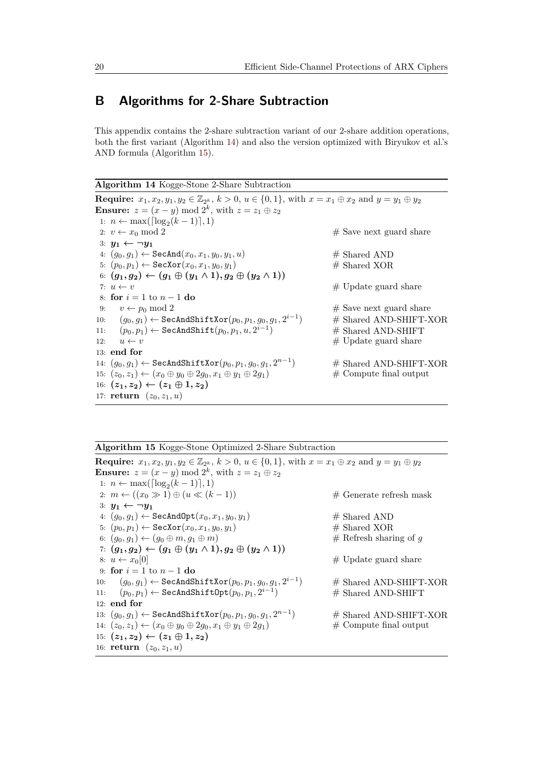## B Algorithms for 2-Share Subtraction

This appendix contains the 2-share subtraction variant of our 2-share addition operations, both the first variant (Algorithm 14) and also the version optimized with Biryukov et al.'s AND formula (Algorithm 15).

**Algorithm 14** Kogge-Stone 2-Share Subtraction

**Require:** $x_1, x_2, y_1, y_2 \in \mathbb{Z}_{2^k}$, $k > 0$, $u \in \{0, 1\}$, with $x = x_1 \oplus x_2$ and $y = y_1 \oplus y_2$
**Ensure:** $z = (x - y) \bmod 2^k$, with $z = z_1 \oplus z_2$

```
1:  n ← max(⌈log2(k − 1)⌉, 1)
2:  v ← x0 mod 2                                   # Save next guard share
3:  y1 ← ¬y1
4:  (g0, g1) ← SecAnd(x0, x1, y0, y1, u)           # Shared AND
5:  (p0, p1) ← SecXor(x0, x1, y0, y1)              # Shared XOR
6:  (g1, g2) ← (g1 ⊕ (y1 ∧ 1), g2 ⊕ (y2 ∧ 1))
7:  u ← v                                          # Update guard share
8:  for i = 1 to n − 1 do
9:      v ← p0 mod 2                               # Save next guard share
10:     (g0, g1) ← SecAndShiftXor(p0, p1, g0, g1, 2^(i−1))   # Shared AND-SHIFT-XOR
11:     (p0, p1) ← SecAndShift(p0, p1, u, 2^(i−1))           # Shared AND-SHIFT
12:     u ← v                                      # Update guard share
13: end for
14: (g0, g1) ← SecAndShiftXor(p0, p1, g0, g1, 2^(n−1))       # Shared AND-SHIFT-XOR
15: (z0, z1) ← (x0 ⊕ y0 ⊕ 2g0, x1 ⊕ y1 ⊕ 2g1)               # Compute final output
16: (z1, z2) ← (z1 ⊕ 1, z2)
17: return (z0, z1, u)
```

**Algorithm 15** Kogge-Stone Optimized 2-Share Subtraction

**Require:** $x_1, x_2, y_1, y_2 \in \mathbb{Z}_{2^k}$, $k > 0$, $u \in \{0, 1\}$, with $x = x_1 \oplus x_2$ and $y = y_1 \oplus y_2$
**Ensure:** $z = (x - y) \bmod 2^k$, with $z = z_1 \oplus z_2$

```
1:  n ← max(⌈log2(k − 1)⌉, 1)
2:  m ← ((x0 ≫ 1) ⊕ (u ≪ (k − 1))                  # Generate refresh mask
3:  y1 ← ¬y1
4:  (g0, g1) ← SecAndOpt(x0, x1, y0, y1)           # Shared AND
5:  (p0, p1) ← SecXor(x0, x1, y0, y1)              # Shared XOR
6:  (g0, g1) ← (g0 ⊕ m, g1 ⊕ m)                    # Refresh sharing of g
7:  (g1, g2) ← (g1 ⊕ (y1 ∧ 1), g2 ⊕ (y2 ∧ 1))
8:  u ← x0[0]                                      # Update guard share
9:  for i = 1 to n − 1 do
10:     (g0, g1) ← SecAndShiftXor(p0, p1, g0, g1, 2^(i−1))   # Shared AND-SHIFT-XOR
11:     (p0, p1) ← SecAndShiftOpt(p0, p1, 2^(i−1))           # Shared AND-SHIFT
12: end for
13: (g0, g1) ← SecAndShiftXor(p0, p1, g0, g1, 2^(n−1))       # Shared AND-SHIFT-XOR
14: (z0, z1) ← (x0 ⊕ y0 ⊕ 2g0, x1 ⊕ y1 ⊕ 2g1)               # Compute final output
15: (z1, z2) ← (z1 ⊕ 1, z2)
16: return (z0, z1, u)
```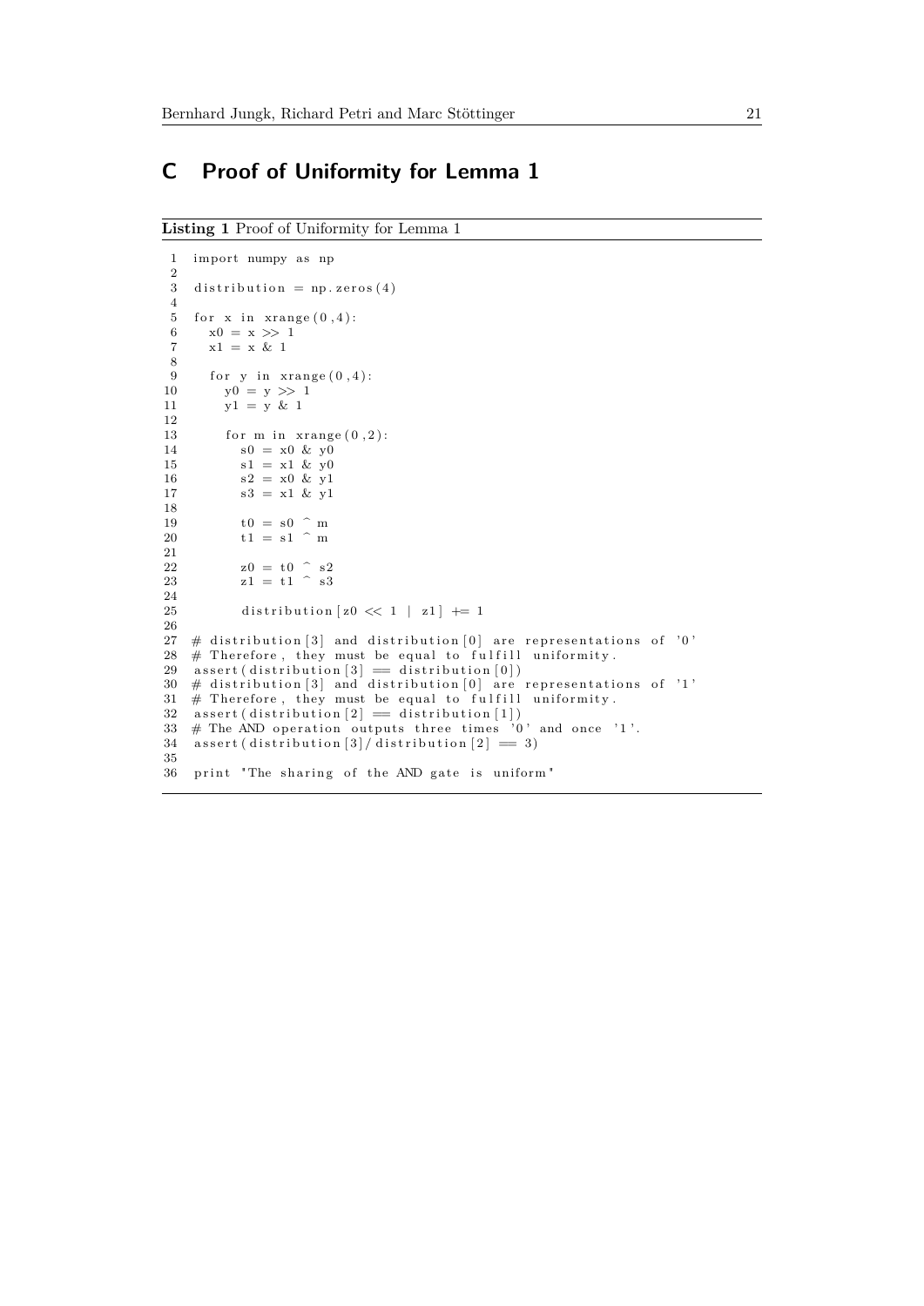# C Proof of Uniformity for Lemma 1

**Listing 1** Proof of Uniformity for Lemma 1

```
import numpy as np

distribution = np.zeros(4)

for x in xrange(0,4):
  x0 = x >> 1
  x1 = x & 1

  for y in xrange(0,4):
    y0 = y >> 1
    y1 = y & 1

    for m in xrange(0,2):
      s0 = x0 & y0
      s1 = x1 & y0
      s2 = x0 & y1
      s3 = x1 & y1

      t0 = s0 ^ m
      t1 = s1 ^ m

      z0 = t0 ^ s2
      z1 = t1 ^ s3

      distribution[z0 << 1 | z1] += 1

# distribution[3] and distribution[0] are representations of '0'
# Therefore, they must be equal to fulfill uniformity.
assert(distribution[3] == distribution[0])
# distribution[3] and distribution[0] are representations of '1'
# Therefore, they must be equal to fulfill uniformity.
assert(distribution[2] == distribution[1])
# The AND operation outputs three times '0' and once '1'.
assert(distribution[3]/distribution[2] == 3)

print "The sharing of the AND gate is uniform"
```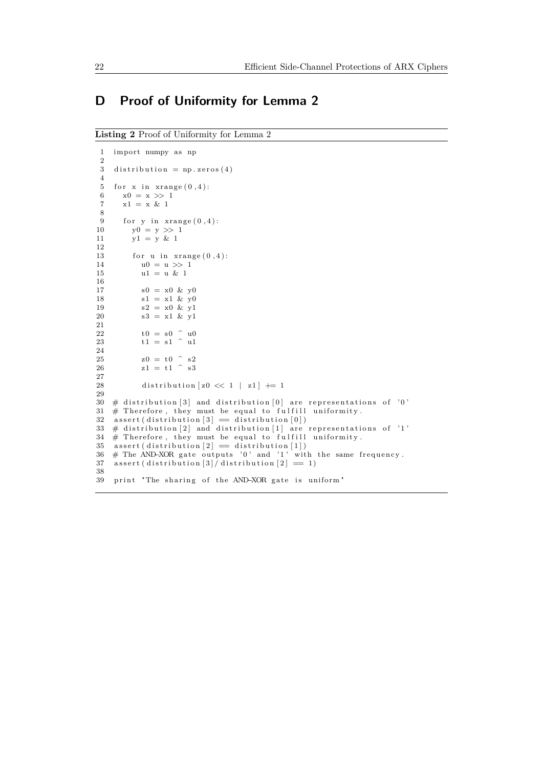# D Proof of Uniformity for Lemma 2

**Listing 2** Proof of Uniformity for Lemma 2

```
1  import numpy as np
2
3  distribution = np.zeros(4)
4
5  for x in xrange(0,4):
6    x0 = x >> 1
7    x1 = x & 1
8
9    for y in xrange(0,4):
10     y0 = y >> 1
11     y1 = y & 1
12
13     for u in xrange(0,4):
14       u0 = u >> 1
15       u1 = u & 1
16
17       s0 = x0 & y0
18       s1 = x1 & y0
19       s2 = x0 & y1
20       s3 = x1 & y1
21
22       t0 = s0 ^ u0
23       t1 = s1 ^ u1
24
25       z0 = t0 ^ s2
26       z1 = t1 ^ s3
27
28       distribution[z0 << 1 | z1] += 1
29
30 # distribution[3] and distribution[0] are representations of '0'
31 # Therefore, they must be equal to fulfill uniformity.
32 assert(distribution[3] == distribution[0])
33 # distribution[2] and distribution[1] are representations of '1'
34 # Therefore, they must be equal to fulfill uniformity.
35 assert(distribution[2] == distribution[1])
36 # The AND-XOR gate outputs '0' and '1' with the same frequency.
37 assert(distribution[3]/distribution[2] == 1)
38
39 print "The sharing of the AND-XOR gate is uniform"
```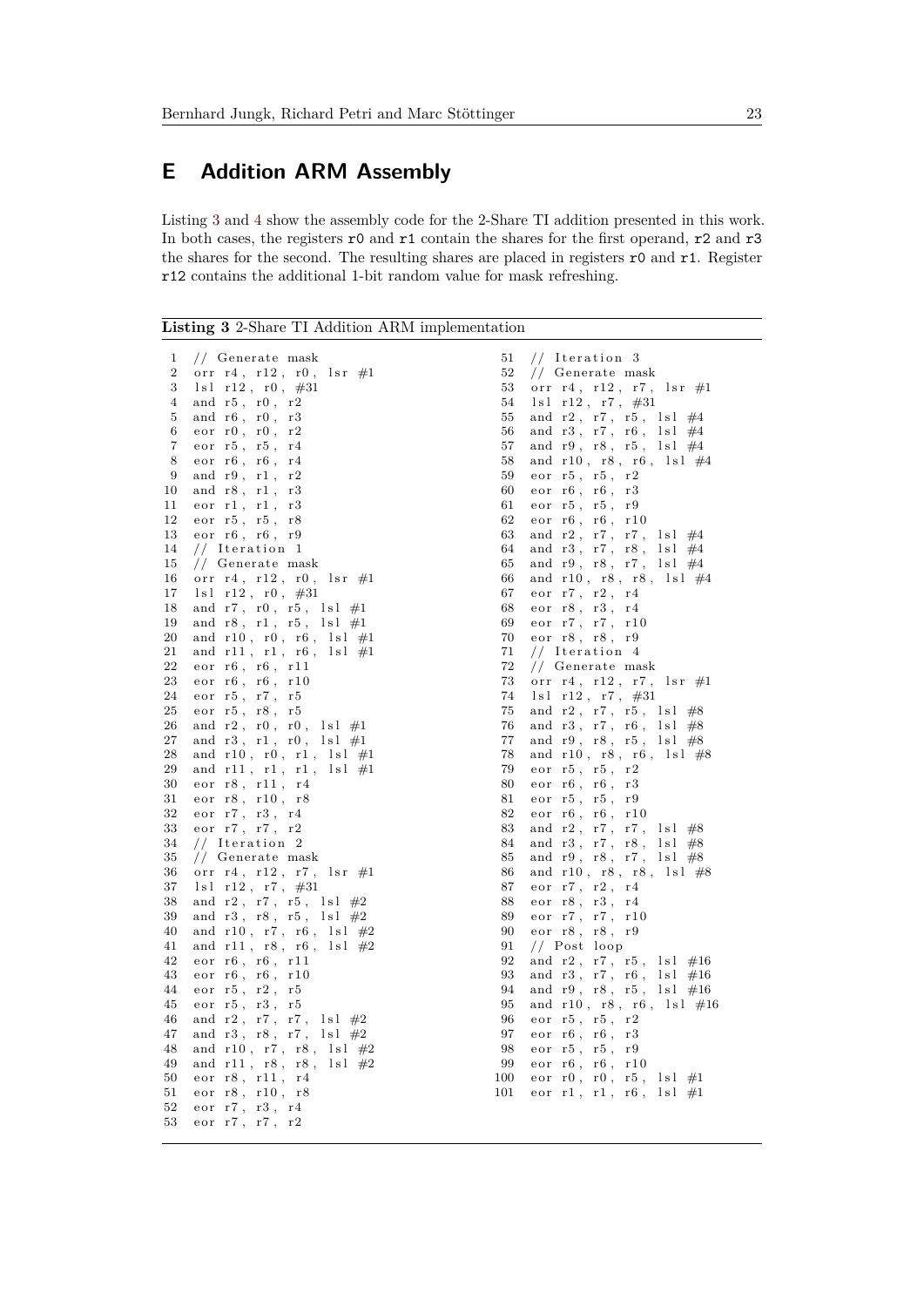## E Addition ARM Assembly

Listing 3 and 4 show the assembly code for the 2-Share TI addition presented in this work. In both cases, the registers `r0` and `r1` contain the shares for the first operand, `r2` and `r3` the shares for the second. The resulting shares are placed in registers `r0` and `r1`. Register `r12` contains the additional 1-bit random value for mask refreshing.

**Listing 3** 2-Share TI Addition ARM implementation

```
1   // Generate mask
2   orr r4, r12, r0, lsr #1
3   lsl r12, r0, #31
4   and r5, r0, r2
5   and r6, r0, r3
6   eor r0, r0, r2
7   eor r5, r5, r4
8   eor r6, r6, r4
9   and r9, r1, r2
10  and r8, r1, r3
11  eor r1, r1, r3
12  eor r5, r5, r8
13  eor r6, r6, r9
14  // Iteration 1
15  // Generate mask
16  orr r4, r12, r0, lsr #1
17  lsl r12, r0, #31
18  and r7, r0, r5, lsl #1
19  and r8, r1, r5, lsl #1
20  and r10, r0, r6, lsl #1
21  and r11, r1, r6, lsl #1
22  eor r6, r6, r11
23  eor r6, r6, r10
24  eor r5, r7, r5
25  eor r5, r8, r5
26  and r2, r0, r0, lsl #1
27  and r3, r1, r0, lsl #1
28  and r10, r0, r1, lsl #1
29  and r11, r1, r1, lsl #1
30  eor r8, r11, r4
31  eor r8, r10, r8
32  eor r7, r3, r4
33  eor r7, r7, r2
34  // Iteration 2
35  // Generate mask
36  orr r4, r12, r7, lsr #1
37  lsl r12, r7, #31
38  and r2, r7, r5, lsl #2
39  and r3, r8, r5, lsl #2
40  and r10, r7, r6, lsl #2
41  and r11, r8, r6, lsl #2
42  eor r6, r6, r11
43  eor r6, r6, r10
44  eor r5, r2, r5
45  eor r5, r3, r5
46  and r2, r7, r7, lsl #2
47  and r3, r8, r7, lsl #2
48  and r10, r7, r8, lsl #2
49  and r11, r8, r8, lsl #2
50  eor r8, r11, r4
51  eor r8, r10, r8
52  eor r7, r3, r4
53  eor r7, r7, r2
51  // Iteration 3
52  // Generate mask
53  orr r4, r12, r7, lsr #1
54  lsl r12, r7, #31
55  and r2, r7, r5, lsl #4
56  and r3, r7, r6, lsl #4
57  and r9, r8, r5, lsl #4
58  and r10, r8, r6, lsl #4
59  eor r5, r5, r2
60  eor r6, r6, r3
61  eor r5, r5, r9
62  eor r6, r6, r10
63  and r2, r7, r7, lsl #4
64  and r3, r7, r8, lsl #4
65  and r9, r8, r7, lsl #4
66  and r10, r8, r8, lsl #4
67  eor r7, r2, r4
68  eor r8, r3, r4
69  eor r7, r7, r10
70  eor r8, r8, r9
71  // Iteration 4
72  // Generate mask
73  orr r4, r12, r7, lsr #1
74  lsl r12, r7, #31
75  and r2, r7, r5, lsl #8
76  and r3, r7, r6, lsl #8
77  and r9, r8, r5, lsl #8
78  and r10, r8, r6, lsl #8
79  eor r5, r5, r2
80  eor r6, r6, r3
81  eor r5, r5, r9
82  eor r6, r6, r10
83  and r2, r7, r7, lsl #8
84  and r3, r7, r8, lsl #8
85  and r9, r8, r7, lsl #8
86  and r10, r8, r8, lsl #8
87  eor r7, r2, r4
88  eor r8, r3, r4
89  eor r7, r7, r10
90  eor r8, r8, r9
91  // Post loop
92  and r2, r7, r5, lsl #16
93  and r3, r7, r6, lsl #16
94  and r9, r8, r5, lsl #16
95  and r10, r8, r6, lsl #16
96  eor r5, r5, r2
97  eor r6, r6, r3
98  eor r5, r5, r9
99  eor r6, r6, r10
100 eor r0, r0, r5, lsl #1
101 eor r1, r1, r6, lsl #1
```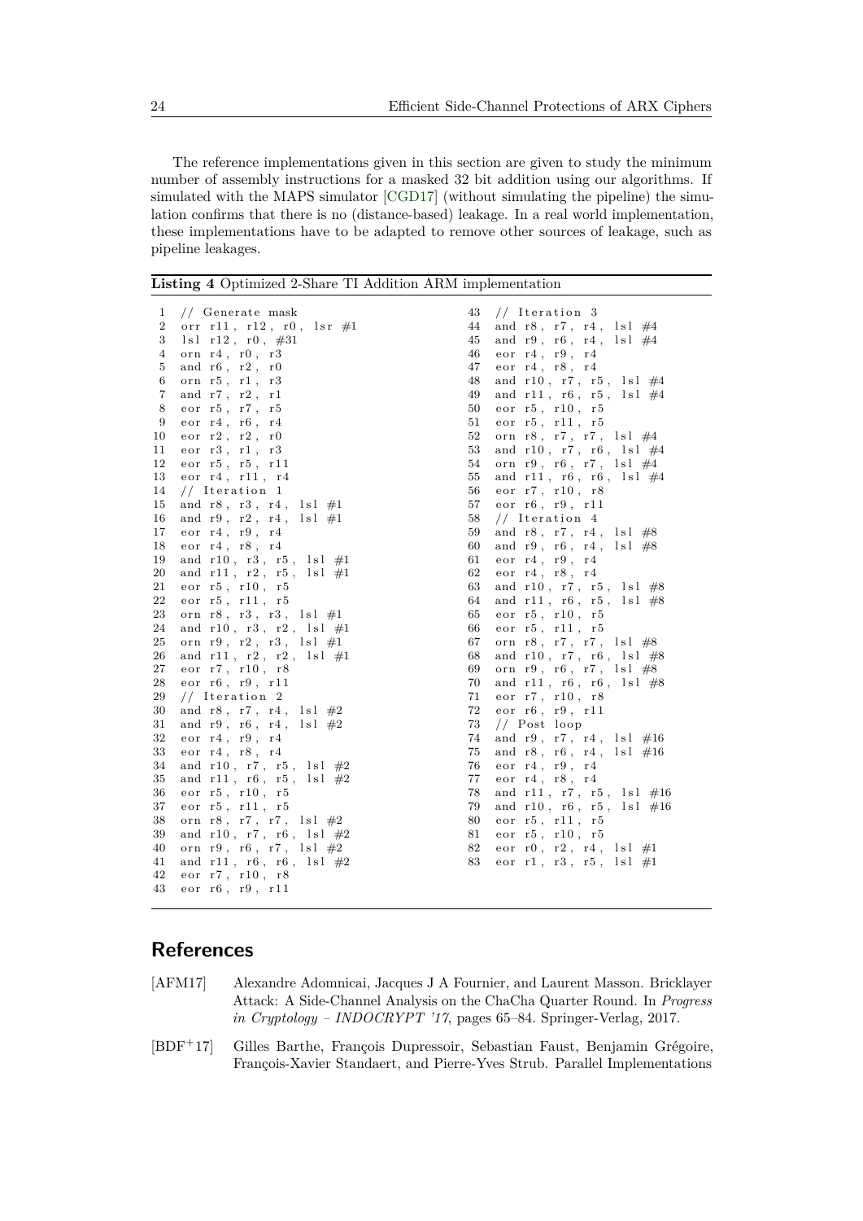The reference implementations given in this section are given to study the minimum number of assembly instructions for a masked 32 bit addition using our algorithms. If simulated with the MAPS simulator [CGD17] (without simulating the pipeline) the simulation confirms that there is no (distance-based) leakage. In a real world implementation, these implementations have to be adapted to remove other sources of leakage, such as pipeline leakages.

**Listing 4** Optimized 2-Share TI Addition ARM implementation

```
1  // Generate mask
2  orr r11, r12, r0, lsr #1
3  lsl r12, r0, #31
4  orn r4, r0, r3
5  and r6, r2, r0
6  orn r5, r1, r3
7  and r7, r2, r1
8  eor r5, r7, r5
9  eor r4, r6, r4
10 eor r2, r2, r0
11 eor r3, r1, r3
12 eor r5, r5, r11
13 eor r4, r11, r4
14 // Iteration 1
15 and r8, r3, r4, lsl #1
16 and r9, r2, r4, lsl #1
17 eor r4, r9, r4
18 eor r4, r8, r4
19 and r10, r3, r5, lsl #1
20 and r11, r2, r5, lsl #1
21 eor r5, r10, r5
22 eor r5, r11, r5
23 orn r8, r3, r3, lsl #1
24 and r10, r3, r2, lsl #1
25 orn r9, r2, r3, lsl #1
26 and r11, r2, r2, lsl #1
27 eor r7, r10, r8
28 eor r6, r9, r11
29 // Iteration 2
30 and r8, r7, r4, lsl #2
31 and r9, r6, r4, lsl #2
32 eor r4, r9, r4
33 eor r4, r8, r4
34 and r10, r7, r5, lsl #2
35 and r11, r6, r5, lsl #2
36 eor r5, r10, r5
37 eor r5, r11, r5
38 orn r8, r7, r7, lsl #2
39 and r10, r7, r6, lsl #2
40 orn r9, r6, r7, lsl #2
41 and r11, r6, r6, lsl #2
42 eor r7, r10, r8
43 eor r6, r9, r11
43 // Iteration 3
44 and r8, r7, r4, lsl #4
45 and r9, r6, r4, lsl #4
46 eor r4, r9, r4
47 eor r4, r8, r4
48 and r10, r7, r5, lsl #4
49 and r11, r6, r5, lsl #4
50 eor r5, r10, r5
51 eor r5, r11, r5
52 orn r8, r7, r7, lsl #4
53 and r10, r7, r6, lsl #4
54 orn r9, r6, r7, lsl #4
55 and r11, r6, r6, lsl #4
56 eor r7, r10, r8
57 eor r6, r9, r11
58 // Iteration 4
59 and r8, r7, r4, lsl #8
60 and r9, r6, r4, lsl #8
61 eor r4, r9, r4
62 eor r4, r8, r4
63 and r10, r7, r5, lsl #8
64 and r11, r6, r5, lsl #8
65 eor r5, r10, r5
66 eor r5, r11, r5
67 orn r8, r7, r7, lsl #8
68 and r10, r7, r6, lsl #8
69 orn r9, r6, r7, lsl #8
70 and r11, r6, r6, lsl #8
71 eor r7, r10, r8
72 eor r6, r9, r11
73 // Post loop
74 and r9, r7, r4, lsl #16
75 and r8, r6, r4, lsl #16
76 eor r4, r9, r4
77 eor r4, r8, r4
78 and r11, r7, r5, lsl #16
79 and r10, r6, r5, lsl #16
80 eor r5, r11, r5
81 eor r5, r10, r5
82 eor r0, r2, r4, lsl #1
83 eor r1, r3, r5, lsl #1
```

## References

[AFM17] Alexandre Adomnicai, Jacques J A Fournier, and Laurent Masson. Bricklayer Attack: A Side-Channel Analysis on the ChaCha Quarter Round. In *Progress in Cryptology – INDOCRYPT '17*, pages 65–84. Springer-Verlag, 2017.

[BDF+17] Gilles Barthe, François Dupressoir, Sebastian Faust, Benjamin Grégoire, François-Xavier Standaert, and Pierre-Yves Strub. Parallel Implementations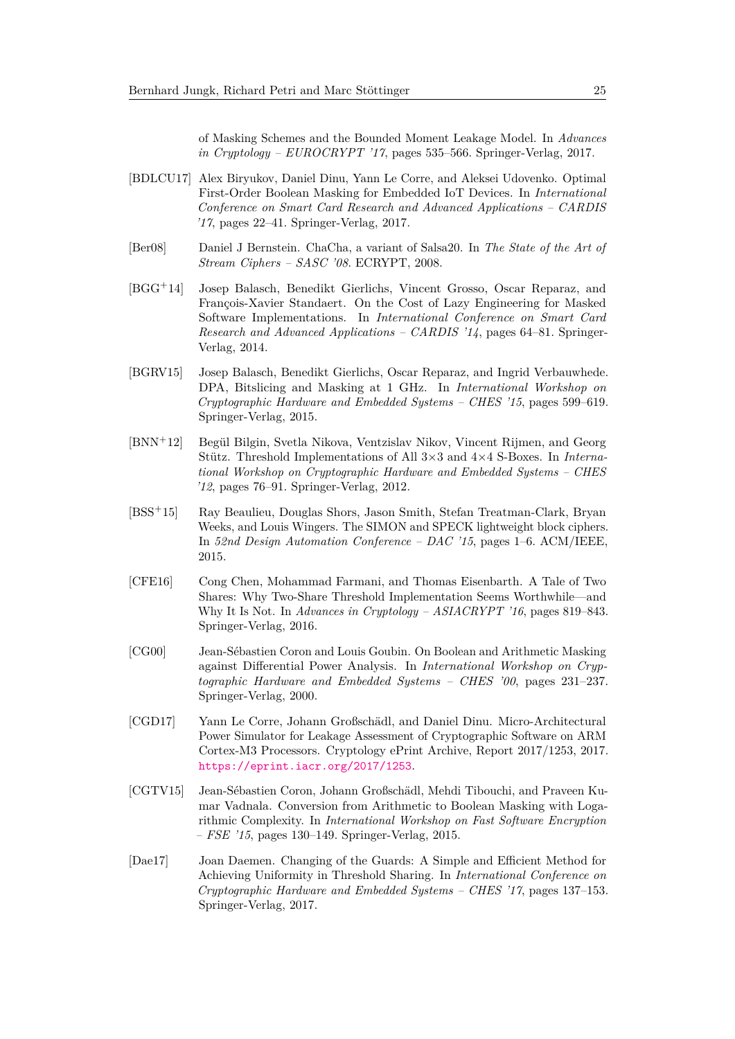of Masking Schemes and the Bounded Moment Leakage Model. In *Advances in Cryptology – EUROCRYPT '17*, pages 535–566. Springer-Verlag, 2017.

[BDLCU17] Alex Biryukov, Daniel Dinu, Yann Le Corre, and Aleksei Udovenko. Optimal First-Order Boolean Masking for Embedded IoT Devices. In *International Conference on Smart Card Research and Advanced Applications – CARDIS '17*, pages 22–41. Springer-Verlag, 2017.

[Ber08] Daniel J Bernstein. ChaCha, a variant of Salsa20. In *The State of the Art of Stream Ciphers – SASC '08*. ECRYPT, 2008.

[BGG+14] Josep Balasch, Benedikt Gierlichs, Vincent Grosso, Oscar Reparaz, and François-Xavier Standaert. On the Cost of Lazy Engineering for Masked Software Implementations. In *International Conference on Smart Card Research and Advanced Applications – CARDIS '14*, pages 64–81. Springer-Verlag, 2014.

[BGRV15] Josep Balasch, Benedikt Gierlichs, Oscar Reparaz, and Ingrid Verbauwhede. DPA, Bitslicing and Masking at 1 GHz. In *International Workshop on Cryptographic Hardware and Embedded Systems – CHES '15*, pages 599–619. Springer-Verlag, 2015.

[BNN+12] Begül Bilgin, Svetla Nikova, Ventzislav Nikov, Vincent Rijmen, and Georg Stütz. Threshold Implementations of All 3×3 and 4×4 S-Boxes. In *International Workshop on Cryptographic Hardware and Embedded Systems – CHES '12*, pages 76–91. Springer-Verlag, 2012.

[BSS+15] Ray Beaulieu, Douglas Shors, Jason Smith, Stefan Treatman-Clark, Bryan Weeks, and Louis Wingers. The SIMON and SPECK lightweight block ciphers. In *52nd Design Automation Conference – DAC '15*, pages 1–6. ACM/IEEE, 2015.

[CFE16] Cong Chen, Mohammad Farmani, and Thomas Eisenbarth. A Tale of Two Shares: Why Two-Share Threshold Implementation Seems Worthwhile—and Why It Is Not. In *Advances in Cryptology – ASIACRYPT '16*, pages 819–843. Springer-Verlag, 2016.

[CG00] Jean-Sébastien Coron and Louis Goubin. On Boolean and Arithmetic Masking against Differential Power Analysis. In *International Workshop on Cryptographic Hardware and Embedded Systems – CHES '00*, pages 231–237. Springer-Verlag, 2000.

[CGD17] Yann Le Corre, Johann Großschädl, and Daniel Dinu. Micro-Architectural Power Simulator for Leakage Assessment of Cryptographic Software on ARM Cortex-M3 Processors. Cryptology ePrint Archive, Report 2017/1253, 2017. https://eprint.iacr.org/2017/1253.

[CGTV15] Jean-Sébastien Coron, Johann Großschädl, Mehdi Tibouchi, and Praveen Kumar Vadnala. Conversion from Arithmetic to Boolean Masking with Logarithmic Complexity. In *International Workshop on Fast Software Encryption – FSE '15*, pages 130–149. Springer-Verlag, 2015.

[Dae17] Joan Daemen. Changing of the Guards: A Simple and Efficient Method for Achieving Uniformity in Threshold Sharing. In *International Conference on Cryptographic Hardware and Embedded Systems – CHES '17*, pages 137–153. Springer-Verlag, 2017.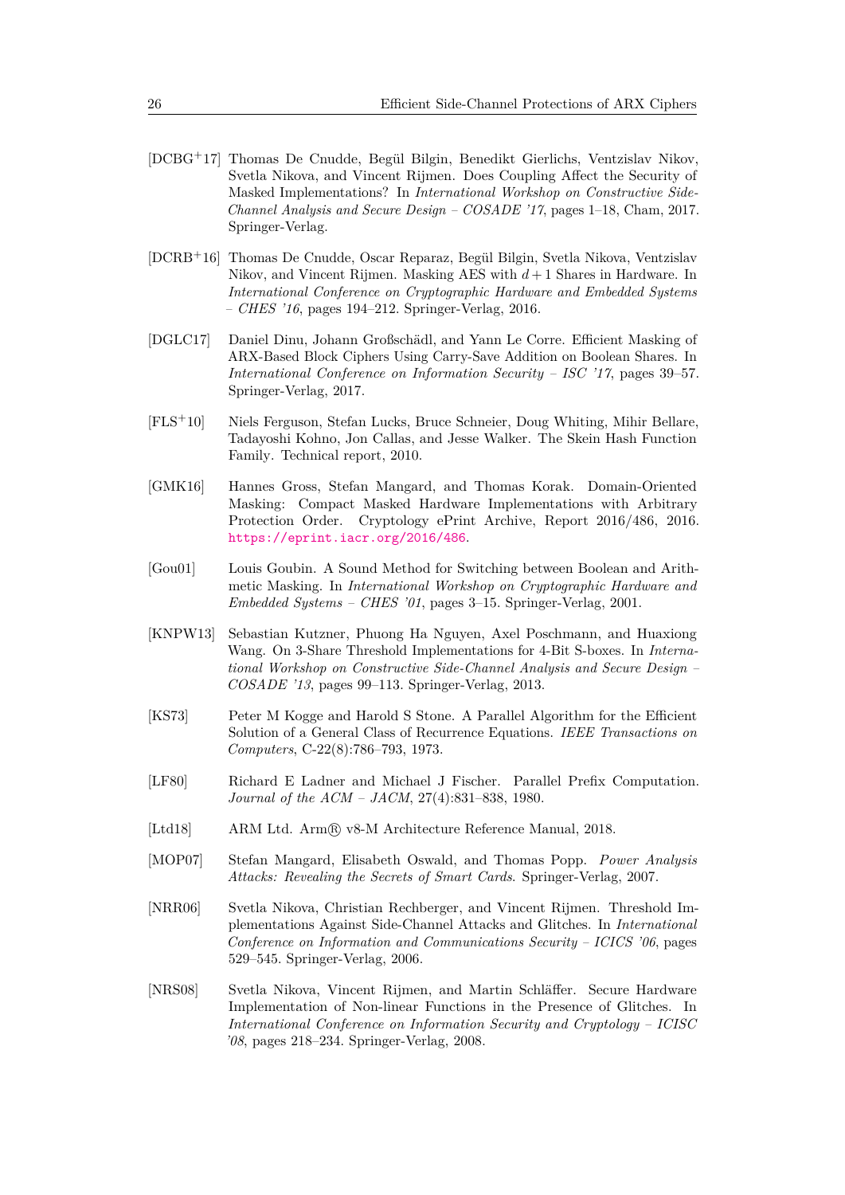[DCBG+17] Thomas De Cnudde, Begül Bilgin, Benedikt Gierlichs, Ventzislav Nikov, Svetla Nikova, and Vincent Rijmen. Does Coupling Affect the Security of Masked Implementations? In *International Workshop on Constructive Side-Channel Analysis and Secure Design – COSADE '17*, pages 1–18, Cham, 2017. Springer-Verlag.

[DCRB+16] Thomas De Cnudde, Oscar Reparaz, Begül Bilgin, Svetla Nikova, Ventzislav Nikov, and Vincent Rijmen. Masking AES with $d+1$ Shares in Hardware. In *International Conference on Cryptographic Hardware and Embedded Systems – CHES '16*, pages 194–212. Springer-Verlag, 2016.

[DGLC17] Daniel Dinu, Johann Großschädl, and Yann Le Corre. Efficient Masking of ARX-Based Block Ciphers Using Carry-Save Addition on Boolean Shares. In *International Conference on Information Security – ISC '17*, pages 39–57. Springer-Verlag, 2017.

[FLS+10] Niels Ferguson, Stefan Lucks, Bruce Schneier, Doug Whiting, Mihir Bellare, Tadayoshi Kohno, Jon Callas, and Jesse Walker. The Skein Hash Function Family. Technical report, 2010.

[GMK16] Hannes Gross, Stefan Mangard, and Thomas Korak. Domain-Oriented Masking: Compact Masked Hardware Implementations with Arbitrary Protection Order. Cryptology ePrint Archive, Report 2016/486, 2016. https://eprint.iacr.org/2016/486.

[Gou01] Louis Goubin. A Sound Method for Switching between Boolean and Arithmetic Masking. In *International Workshop on Cryptographic Hardware and Embedded Systems – CHES '01*, pages 3–15. Springer-Verlag, 2001.

[KNPW13] Sebastian Kutzner, Phuong Ha Nguyen, Axel Poschmann, and Huaxiong Wang. On 3-Share Threshold Implementations for 4-Bit S-boxes. In *International Workshop on Constructive Side-Channel Analysis and Secure Design – COSADE '13*, pages 99–113. Springer-Verlag, 2013.

[KS73] Peter M Kogge and Harold S Stone. A Parallel Algorithm for the Efficient Solution of a General Class of Recurrence Equations. *IEEE Transactions on Computers*, C-22(8):786–793, 1973.

[LF80] Richard E Ladner and Michael J Fischer. Parallel Prefix Computation. *Journal of the ACM – JACM*, 27(4):831–838, 1980.

[Ltd18] ARM Ltd. Arm® v8-M Architecture Reference Manual, 2018.

[MOP07] Stefan Mangard, Elisabeth Oswald, and Thomas Popp. *Power Analysis Attacks: Revealing the Secrets of Smart Cards*. Springer-Verlag, 2007.

[NRR06] Svetla Nikova, Christian Rechberger, and Vincent Rijmen. Threshold Implementations Against Side-Channel Attacks and Glitches. In *International Conference on Information and Communications Security – ICICS '06*, pages 529–545. Springer-Verlag, 2006.

[NRS08] Svetla Nikova, Vincent Rijmen, and Martin Schläffer. Secure Hardware Implementation of Non-linear Functions in the Presence of Glitches. In *International Conference on Information Security and Cryptology – ICISC '08*, pages 218–234. Springer-Verlag, 2008.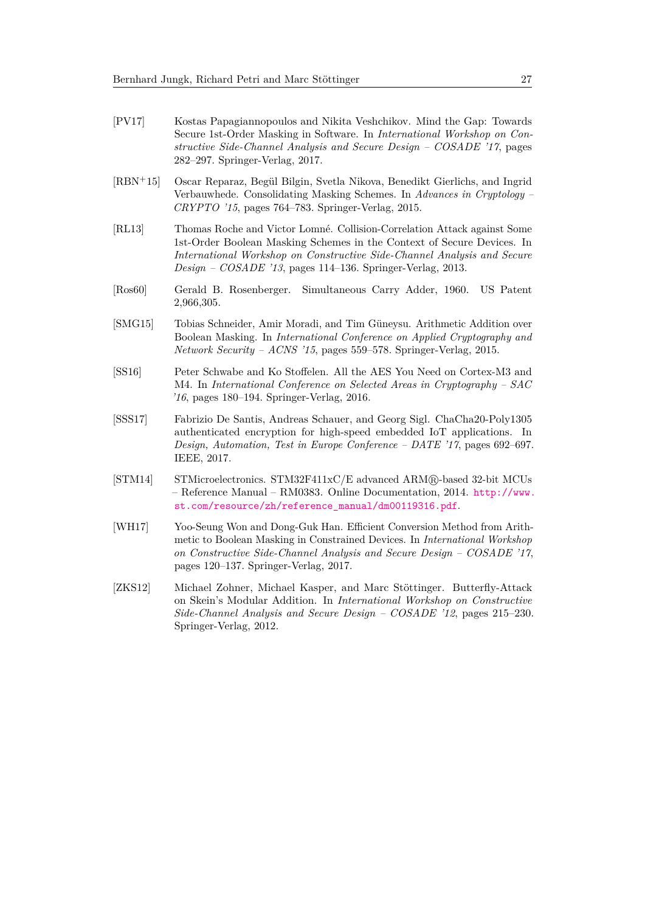[PV17] Kostas Papagiannopoulos and Nikita Veshchikov. Mind the Gap: Towards Secure 1st-Order Masking in Software. In *International Workshop on Constructive Side-Channel Analysis and Secure Design – COSADE '17*, pages 282–297. Springer-Verlag, 2017.

[RBN+15] Oscar Reparaz, Begül Bilgin, Svetla Nikova, Benedikt Gierlichs, and Ingrid Verbauwhede. Consolidating Masking Schemes. In *Advances in Cryptology – CRYPTO '15*, pages 764–783. Springer-Verlag, 2015.

[RL13] Thomas Roche and Victor Lomné. Collision-Correlation Attack against Some 1st-Order Boolean Masking Schemes in the Context of Secure Devices. In *International Workshop on Constructive Side-Channel Analysis and Secure Design – COSADE '13*, pages 114–136. Springer-Verlag, 2013.

[Ros60] Gerald B. Rosenberger. Simultaneous Carry Adder, 1960. US Patent 2,966,305.

[SMG15] Tobias Schneider, Amir Moradi, and Tim Güneysu. Arithmetic Addition over Boolean Masking. In *International Conference on Applied Cryptography and Network Security – ACNS '15*, pages 559–578. Springer-Verlag, 2015.

[SS16] Peter Schwabe and Ko Stoffelen. All the AES You Need on Cortex-M3 and M4. In *International Conference on Selected Areas in Cryptography – SAC '16*, pages 180–194. Springer-Verlag, 2016.

[SSS17] Fabrizio De Santis, Andreas Schauer, and Georg Sigl. ChaCha20-Poly1305 authenticated encryption for high-speed embedded IoT applications. In *Design, Automation, Test in Europe Conference – DATE '17*, pages 692–697. IEEE, 2017.

[STM14] STMicroelectronics. STM32F411xC/E advanced ARM®-based 32-bit MCUs – Reference Manual – RM0383. Online Documentation, 2014. http://www.st.com/resource/zh/reference_manual/dm00119316.pdf.

[WH17] Yoo-Seung Won and Dong-Guk Han. Efficient Conversion Method from Arithmetic to Boolean Masking in Constrained Devices. In *International Workshop on Constructive Side-Channel Analysis and Secure Design – COSADE '17*, pages 120–137. Springer-Verlag, 2017.

[ZKS12] Michael Zohner, Michael Kasper, and Marc Stöttinger. Butterfly-Attack on Skein's Modular Addition. In *International Workshop on Constructive Side-Channel Analysis and Secure Design – COSADE '12*, pages 215–230. Springer-Verlag, 2012.